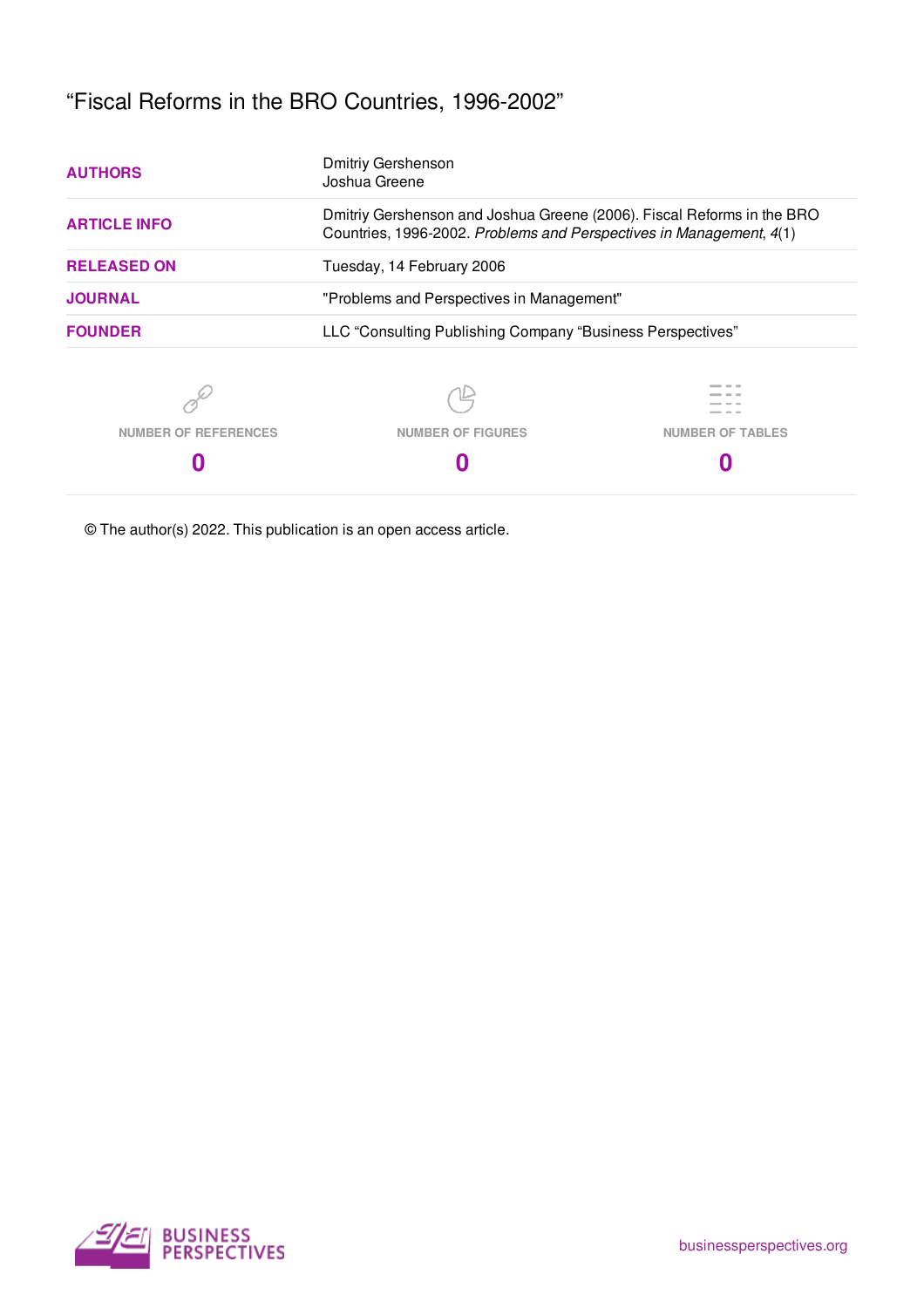# "Fiscal Reforms in the BRO Countries, 1996-2002"

| | |
|---|---|
| **AUTHORS** | Dmitriy Gershenson<br>Joshua Greene |
| **ARTICLE INFO** | Dmitriy Gershenson and Joshua Greene (2006). Fiscal Reforms in the BRO Countries, 1996-2002. *Problems and Perspectives in Management*, *4*(1) |
| **RELEASED ON** | Tuesday, 14 February 2006 |
| **JOURNAL** | "Problems and Perspectives in Management" |
| **FOUNDER** | LLC "Consulting Publishing Company "Business Perspectives" |

| NUMBER OF REFERENCES | NUMBER OF FIGURES | NUMBER OF TABLES |
|---|---|---|
| **0** | **0** | **0** |

© The author(s) 2022. This publication is an open access article.

BUSINESS PERSPECTIVES

businessperspectives.org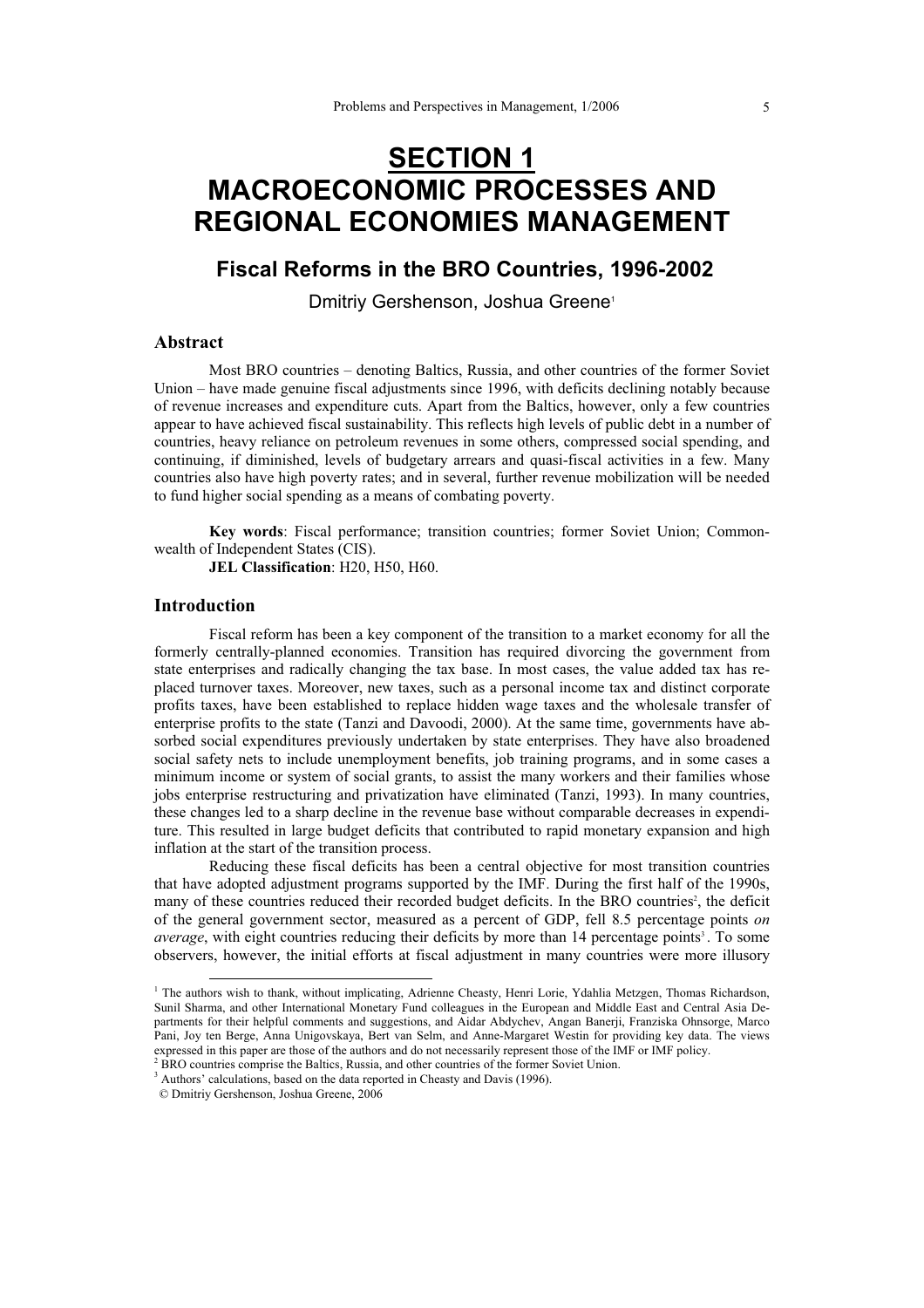# SECTION 1
# MACROECONOMIC PROCESSES AND REGIONAL ECONOMIES MANAGEMENT

## Fiscal Reforms in the BRO Countries, 1996-2002

Dmitriy Gershenson, Joshua Greene[1]

### Abstract

Most BRO countries – denoting Baltics, Russia, and other countries of the former Soviet Union – have made genuine fiscal adjustments since 1996, with deficits declining notably because of revenue increases and expenditure cuts. Apart from the Baltics, however, only a few countries appear to have achieved fiscal sustainability. This reflects high levels of public debt in a number of countries, heavy reliance on petroleum revenues in some others, compressed social spending, and continuing, if diminished, levels of budgetary arrears and quasi-fiscal activities in a few. Many countries also have high poverty rates; and in several, further revenue mobilization will be needed to fund higher social spending as a means of combating poverty.

**Key words**: Fiscal performance; transition countries; former Soviet Union; Commonwealth of Independent States (CIS).

**JEL Classification**: H20, H50, H60.

### Introduction

Fiscal reform has been a key component of the transition to a market economy for all the formerly centrally-planned economies. Transition has required divorcing the government from state enterprises and radically changing the tax base. In most cases, the value added tax has replaced turnover taxes. Moreover, new taxes, such as a personal income tax and distinct corporate profits taxes, have been established to replace hidden wage taxes and the wholesale transfer of enterprise profits to the state (Tanzi and Davoodi, 2000). At the same time, governments have absorbed social expenditures previously undertaken by state enterprises. They have also broadened social safety nets to include unemployment benefits, job training programs, and in some cases a minimum income or system of social grants, to assist the many workers and their families whose jobs enterprise restructuring and privatization have eliminated (Tanzi, 1993). In many countries, these changes led to a sharp decline in the revenue base without comparable decreases in expenditure. This resulted in large budget deficits that contributed to rapid monetary expansion and high inflation at the start of the transition process.

Reducing these fiscal deficits has been a central objective for most transition countries that have adopted adjustment programs supported by the IMF. During the first half of the 1990s, many of these countries reduced their recorded budget deficits. In the BRO countries[2], the deficit of the general government sector, measured as a percent of GDP, fell 8.5 percentage points *on average*, with eight countries reducing their deficits by more than 14 percentage points[3]. To some observers, however, the initial efforts at fiscal adjustment in many countries were more illusory

---

[1] The authors wish to thank, without implicating, Adrienne Cheasty, Henri Lorie, Ydahlia Metzgen, Thomas Richardson, Sunil Sharma, and other International Monetary Fund colleagues in the European and Middle East and Central Asia Departments for their helpful comments and suggestions, and Aidar Abdychev, Angan Banerji, Franziska Ohnsorge, Marco Pani, Joy ten Berge, Anna Unigovskaya, Bert van Selm, and Anne-Margaret Westin for providing key data. The views expressed in this paper are those of the authors and do not necessarily represent those of the IMF or IMF policy.

[2] BRO countries comprise the Baltics, Russia, and other countries of the former Soviet Union.

[3] Authors' calculations, based on the data reported in Cheasty and Davis (1996).

© Dmitriy Gershenson, Joshua Greene, 2006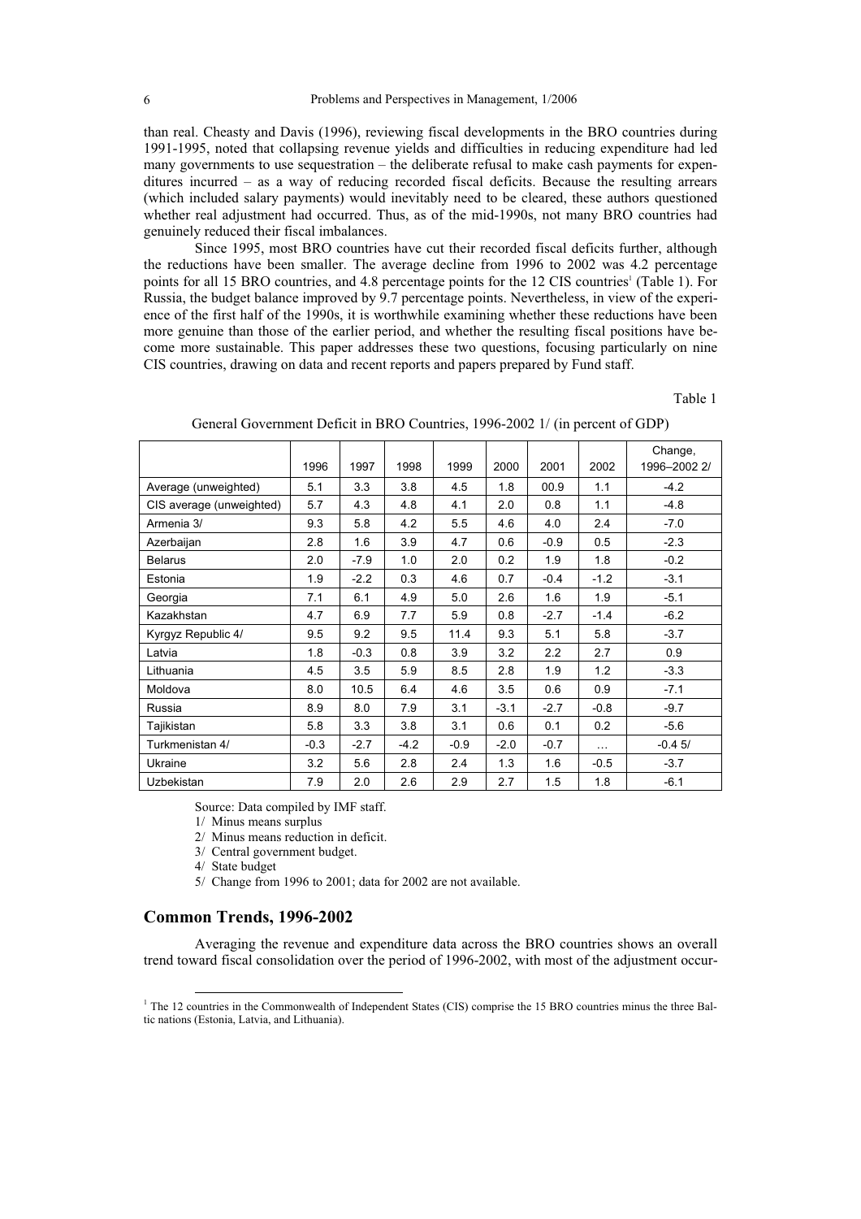than real. Cheasty and Davis (1996), reviewing fiscal developments in the BRO countries during 1991-1995, noted that collapsing revenue yields and difficulties in reducing expenditure had led many governments to use sequestration – the deliberate refusal to make cash payments for expenditures incurred – as a way of reducing recorded fiscal deficits. Because the resulting arrears (which included salary payments) would inevitably need to be cleared, these authors questioned whether real adjustment had occurred. Thus, as of the mid-1990s, not many BRO countries had genuinely reduced their fiscal imbalances.

Since 1995, most BRO countries have cut their recorded fiscal deficits further, although the reductions have been smaller. The average decline from 1996 to 2002 was 4.2 percentage points for all 15 BRO countries, and 4.8 percentage points for the 12 CIS countries[1] (Table 1). For Russia, the budget balance improved by 9.7 percentage points. Nevertheless, in view of the experience of the first half of the 1990s, it is worthwhile examining whether these reductions have been more genuine than those of the earlier period, and whether the resulting fiscal positions have become more sustainable. This paper addresses these two questions, focusing particularly on nine CIS countries, drawing on data and recent reports and papers prepared by Fund staff.

Table 1

General Government Deficit in BRO Countries, 1996-2002 1/ (in percent of GDP)

| | 1996 | 1997 | 1998 | 1999 | 2000 | 2001 | 2002 | Change, 1996–2002 2/ |
|---|---|---|---|---|---|---|---|---|
| Average (unweighted) | 5.1 | 3.3 | 3.8 | 4.5 | 1.8 | 00.9 | 1.1 | -4.2 |
| CIS average (unweighted) | 5.7 | 4.3 | 4.8 | 4.1 | 2.0 | 0.8 | 1.1 | -4.8 |
| Armenia 3/ | 9.3 | 5.8 | 4.2 | 5.5 | 4.6 | 4.0 | 2.4 | -7.0 |
| Azerbaijan | 2.8 | 1.6 | 3.9 | 4.7 | 0.6 | -0.9 | 0.5 | -2.3 |
| Belarus | 2.0 | -7.9 | 1.0 | 2.0 | 0.2 | 1.9 | 1.8 | -0.2 |
| Estonia | 1.9 | -2.2 | 0.3 | 4.6 | 0.7 | -0.4 | -1.2 | -3.1 |
| Georgia | 7.1 | 6.1 | 4.9 | 5.0 | 2.6 | 1.6 | 1.9 | -5.1 |
| Kazakhstan | 4.7 | 6.9 | 7.7 | 5.9 | 0.8 | -2.7 | -1.4 | -6.2 |
| Kyrgyz Republic 4/ | 9.5 | 9.2 | 9.5 | 11.4 | 9.3 | 5.1 | 5.8 | -3.7 |
| Latvia | 1.8 | -0.3 | 0.8 | 3.9 | 3.2 | 2.2 | 2.7 | 0.9 |
| Lithuania | 4.5 | 3.5 | 5.9 | 8.5 | 2.8 | 1.9 | 1.2 | -3.3 |
| Moldova | 8.0 | 10.5 | 6.4 | 4.6 | 3.5 | 0.6 | 0.9 | -7.1 |
| Russia | 8.9 | 8.0 | 7.9 | 3.1 | -3.1 | -2.7 | -0.8 | -9.7 |
| Tajikistan | 5.8 | 3.3 | 3.8 | 3.1 | 0.6 | 0.1 | 0.2 | -5.6 |
| Turkmenistan 4/ | -0.3 | -2.7 | -4.2 | -0.9 | -2.0 | -0.7 | … | -0.4 5/ |
| Ukraine | 3.2 | 5.6 | 2.8 | 2.4 | 1.3 | 1.6 | -0.5 | -3.7 |
| Uzbekistan | 7.9 | 2.0 | 2.6 | 2.9 | 2.7 | 1.5 | 1.8 | -6.1 |

Source: Data compiled by IMF staff.

1/ Minus means surplus

2/ Minus means reduction in deficit.

3/ Central government budget.

4/ State budget

5/ Change from 1996 to 2001; data for 2002 are not available.

## Common Trends, 1996-2002

Averaging the revenue and expenditure data across the BRO countries shows an overall trend toward fiscal consolidation over the period of 1996-2002, with most of the adjustment occur-

[1] The 12 countries in the Commonwealth of Independent States (CIS) comprise the 15 BRO countries minus the three Baltic nations (Estonia, Latvia, and Lithuania).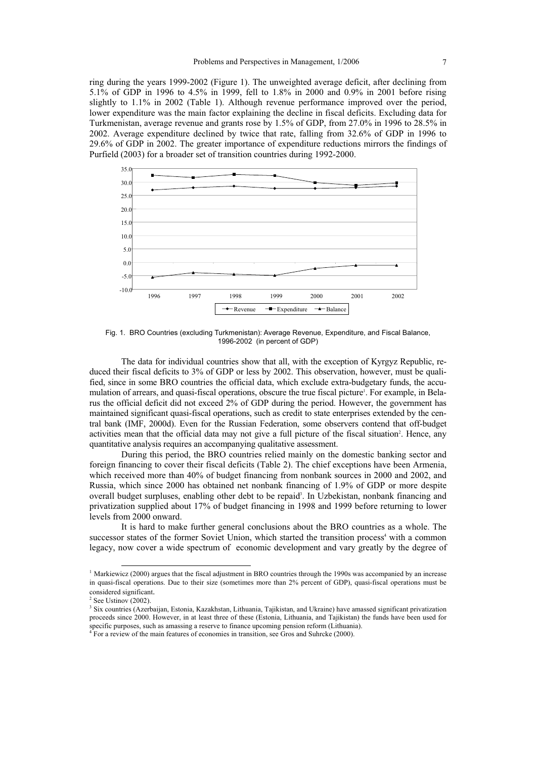ring during the years 1999-2002 (Figure 1). The unweighted average deficit, after declining from 5.1% of GDP in 1996 to 4.5% in 1999, fell to 1.8% in 2000 and 0.9% in 2001 before rising slightly to 1.1% in 2002 (Table 1). Although revenue performance improved over the period, lower expenditure was the main factor explaining the decline in fiscal deficits. Excluding data for Turkmenistan, average revenue and grants rose by 1.5% of GDP, from 27.0% in 1996 to 28.5% in 2002. Average expenditure declined by twice that rate, falling from 32.6% of GDP in 1996 to 29.6% of GDP in 2002. The greater importance of expenditure reductions mirrors the findings of Purfield (2003) for a broader set of transition countries during 1992-2000.

Fig. 1. BRO Countries (excluding Turkmenistan): Average Revenue, Expenditure, and Fiscal Balance, 1996-2002 (in percent of GDP)

The data for individual countries show that all, with the exception of Kyrgyz Republic, reduced their fiscal deficits to 3% of GDP or less by 2002. This observation, however, must be qualified, since in some BRO countries the official data, which exclude extra-budgetary funds, the accumulation of arrears, and quasi-fiscal operations, obscure the true fiscal picture[1]. For example, in Belarus the official deficit did not exceed 2% of GDP during the period. However, the government has maintained significant quasi-fiscal operations, such as credit to state enterprises extended by the central bank (IMF, 2000d). Even for the Russian Federation, some observers contend that off-budget activities mean that the official data may not give a full picture of the fiscal situation[2]. Hence, any quantitative analysis requires an accompanying qualitative assessment.

During this period, the BRO countries relied mainly on the domestic banking sector and foreign financing to cover their fiscal deficits (Table 2). The chief exceptions have been Armenia, which received more than 40% of budget financing from nonbank sources in 2000 and 2002, and Russia, which since 2000 has obtained net nonbank financing of 1.9% of GDP or more despite overall budget surpluses, enabling other debt to be repaid[3]. In Uzbekistan, nonbank financing and privatization supplied about 17% of budget financing in 1998 and 1999 before returning to lower levels from 2000 onward.

It is hard to make further general conclusions about the BRO countries as a whole. The successor states of the former Soviet Union, which started the transition process[4] with a common legacy, now cover a wide spectrum of economic development and vary greatly by the degree of

---

[1] Markiewicz (2000) argues that the fiscal adjustment in BRO countries through the 1990s was accompanied by an increase in quasi-fiscal operations. Due to their size (sometimes more than 2% percent of GDP), quasi-fiscal operations must be considered significant.

[2] See Ustinov (2002).

[3] Six countries (Azerbaijan, Estonia, Kazakhstan, Lithuania, Tajikistan, and Ukraine) have amassed significant privatization proceeds since 2000. However, in at least three of these (Estonia, Lithuania, and Tajikistan) the funds have been used for specific purposes, such as amassing a reserve to finance upcoming pension reform (Lithuania).

[4] For a review of the main features of economies in transition, see Gros and Suhrcke (2000).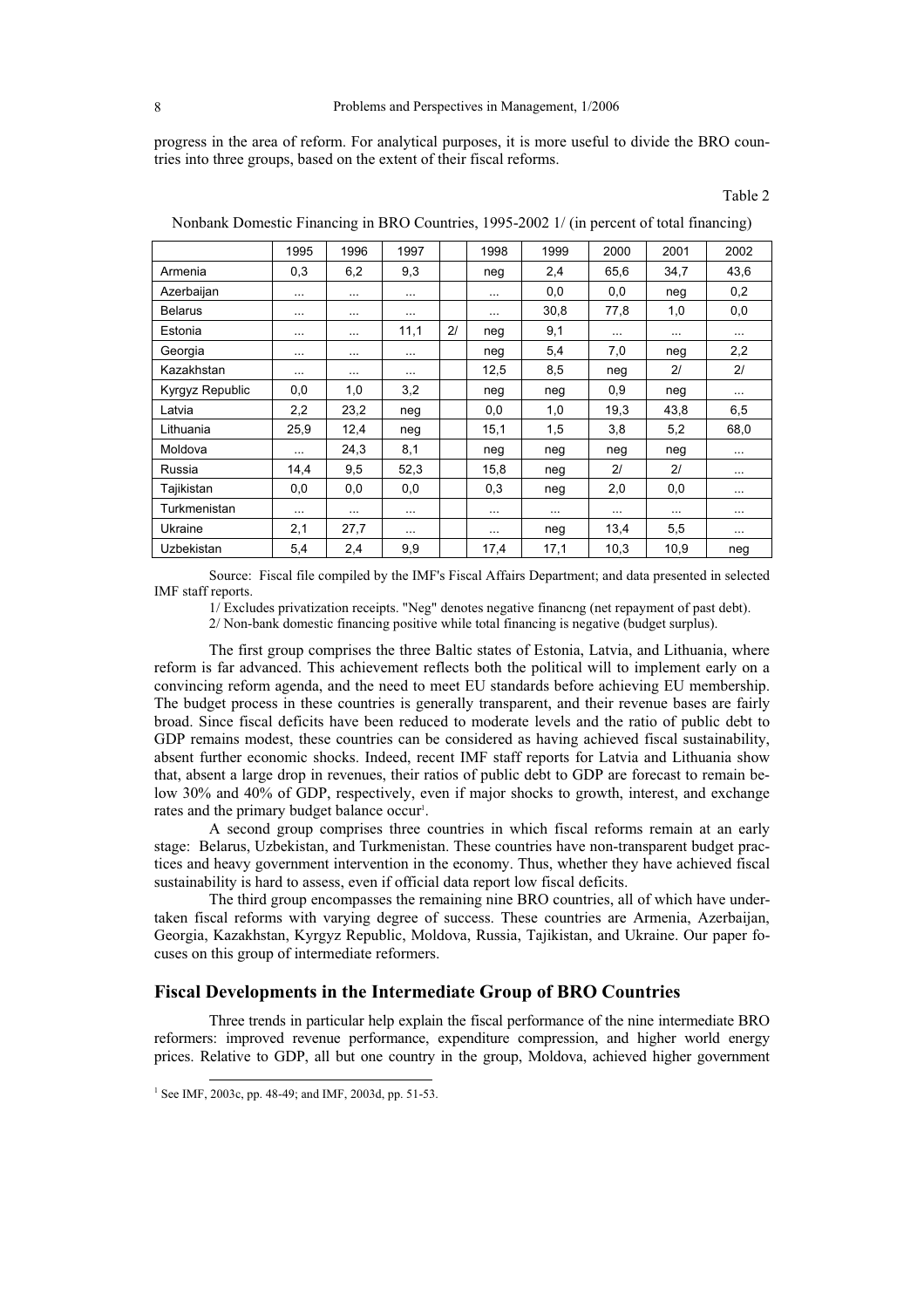progress in the area of reform. For analytical purposes, it is more useful to divide the BRO countries into three groups, based on the extent of their fiscal reforms.

Table 2

Nonbank Domestic Financing in BRO Countries, 1995-2002 1/ (in percent of total financing)

| | 1995 | 1996 | 1997 | | 1998 | 1999 | 2000 | 2001 | 2002 |
|---|---|---|---|---|---|---|---|---|---|
| Armenia | 0,3 | 6,2 | 9,3 | | neg | 2,4 | 65,6 | 34,7 | 43,6 |
| Azerbaijan | ... | ... | ... | | ... | 0,0 | 0,0 | neg | 0,2 |
| Belarus | ... | ... | ... | | ... | 30,8 | 77,8 | 1,0 | 0,0 |
| Estonia | ... | ... | 11,1 | 2/ | neg | 9,1 | ... | ... | ... |
| Georgia | ... | ... | ... | | neg | 5,4 | 7,0 | neg | 2,2 |
| Kazakhstan | ... | ... | ... | | 12,5 | 8,5 | neg | 2/ | 2/ |
| Kyrgyz Republic | 0,0 | 1,0 | 3,2 | | neg | neg | 0,9 | neg | ... |
| Latvia | 2,2 | 23,2 | neg | | 0,0 | 1,0 | 19,3 | 43,8 | 6,5 |
| Lithuania | 25,9 | 12,4 | neg | | 15,1 | 1,5 | 3,8 | 5,2 | 68,0 |
| Moldova | ... | 24,3 | 8,1 | | neg | neg | neg | neg | ... |
| Russia | 14,4 | 9,5 | 52,3 | | 15,8 | neg | 2/ | 2/ | ... |
| Tajikistan | 0,0 | 0,0 | 0,0 | | 0,3 | neg | 2,0 | 0,0 | ... |
| Turkmenistan | ... | ... | ... | | ... | ... | ... | ... | ... |
| Ukraine | 2,1 | 27,7 | ... | | ... | neg | 13,4 | 5,5 | ... |
| Uzbekistan | 5,4 | 2,4 | 9,9 | | 17,4 | 17,1 | 10,3 | 10,9 | neg |

Source: Fiscal file compiled by the IMF's Fiscal Affairs Department; and data presented in selected IMF staff reports.

1/ Excludes privatization receipts. "Neg" denotes negative financng (net repayment of past debt).

2/ Non-bank domestic financing positive while total financing is negative (budget surplus).

The first group comprises the three Baltic states of Estonia, Latvia, and Lithuania, where reform is far advanced. This achievement reflects both the political will to implement early on a convincing reform agenda, and the need to meet EU standards before achieving EU membership. The budget process in these countries is generally transparent, and their revenue bases are fairly broad. Since fiscal deficits have been reduced to moderate levels and the ratio of public debt to GDP remains modest, these countries can be considered as having achieved fiscal sustainability, absent further economic shocks. Indeed, recent IMF staff reports for Latvia and Lithuania show that, absent a large drop in revenues, their ratios of public debt to GDP are forecast to remain below 30% and 40% of GDP, respectively, even if major shocks to growth, interest, and exchange rates and the primary budget balance occur[1].

A second group comprises three countries in which fiscal reforms remain at an early stage: Belarus, Uzbekistan, and Turkmenistan. These countries have non-transparent budget practices and heavy government intervention in the economy. Thus, whether they have achieved fiscal sustainability is hard to assess, even if official data report low fiscal deficits.

The third group encompasses the remaining nine BRO countries, all of which have undertaken fiscal reforms with varying degree of success. These countries are Armenia, Azerbaijan, Georgia, Kazakhstan, Kyrgyz Republic, Moldova, Russia, Tajikistan, and Ukraine. Our paper focuses on this group of intermediate reformers.

## Fiscal Developments in the Intermediate Group of BRO Countries

Three trends in particular help explain the fiscal performance of the nine intermediate BRO reformers: improved revenue performance, expenditure compression, and higher world energy prices. Relative to GDP, all but one country in the group, Moldova, achieved higher government

[1] See IMF, 2003c, pp. 48-49; and IMF, 2003d, pp. 51-53.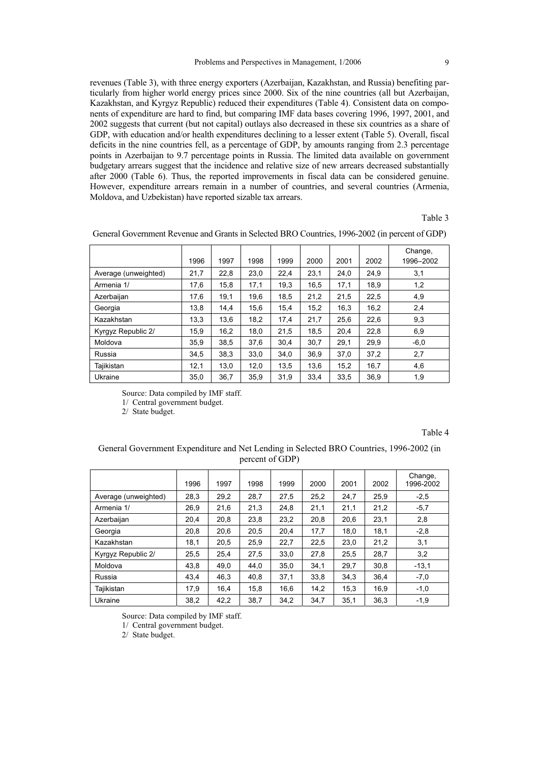revenues (Table 3), with three energy exporters (Azerbaijan, Kazakhstan, and Russia) benefiting particularly from higher world energy prices since 2000. Six of the nine countries (all but Azerbaijan, Kazakhstan, and Kyrgyz Republic) reduced their expenditures (Table 4). Consistent data on components of expenditure are hard to find, but comparing IMF data bases covering 1996, 1997, 2001, and 2002 suggests that current (but not capital) outlays also decreased in these six countries as a share of GDP, with education and/or health expenditures declining to a lesser extent (Table 5). Overall, fiscal deficits in the nine countries fell, as a percentage of GDP, by amounts ranging from 2.3 percentage points in Azerbaijan to 9.7 percentage points in Russia. The limited data available on government budgetary arrears suggest that the incidence and relative size of new arrears decreased substantially after 2000 (Table 6). Thus, the reported improvements in fiscal data can be considered genuine. However, expenditure arrears remain in a number of countries, and several countries (Armenia, Moldova, and Uzbekistan) have reported sizable tax arrears.

Table 3

General Government Revenue and Grants in Selected BRO Countries, 1996-2002 (in percent of GDP)

| | 1996 | 1997 | 1998 | 1999 | 2000 | 2001 | 2002 | Change, 1996–2002 |
|---|---|---|---|---|---|---|---|---|
| Average (unweighted) | 21,7 | 22,8 | 23,0 | 22,4 | 23,1 | 24,0 | 24,9 | 3,1 |
| Armenia 1/ | 17,6 | 15,8 | 17,1 | 19,3 | 16,5 | 17,1 | 18,9 | 1,2 |
| Azerbaijan | 17,6 | 19,1 | 19,6 | 18,5 | 21,2 | 21,5 | 22,5 | 4,9 |
| Georgia | 13,8 | 14,4 | 15,6 | 15,4 | 15,2 | 16,3 | 16,2 | 2,4 |
| Kazakhstan | 13,3 | 13,6 | 18,2 | 17,4 | 21,7 | 25,6 | 22,6 | 9,3 |
| Kyrgyz Republic 2/ | 15,9 | 16,2 | 18,0 | 21,5 | 18,5 | 20,4 | 22,8 | 6,9 |
| Moldova | 35,9 | 38,5 | 37,6 | 30,4 | 30,7 | 29,1 | 29,9 | -6,0 |
| Russia | 34,5 | 38,3 | 33,0 | 34,0 | 36,9 | 37,0 | 37,2 | 2,7 |
| Tajikistan | 12,1 | 13,0 | 12,0 | 13,5 | 13,6 | 15,2 | 16,7 | 4,6 |
| Ukraine | 35,0 | 36,7 | 35,9 | 31,9 | 33,4 | 33,5 | 36,9 | 1,9 |

Source: Data compiled by IMF staff.

1/ Central government budget.

2/ State budget.

Table 4

General Government Expenditure and Net Lending in Selected BRO Countries, 1996-2002 (in percent of GDP)

| | 1996 | 1997 | 1998 | 1999 | 2000 | 2001 | 2002 | Change, 1996-2002 |
|---|---|---|---|---|---|---|---|---|
| Average (unweighted) | 28,3 | 29,2 | 28,7 | 27,5 | 25,2 | 24,7 | 25,9 | -2,5 |
| Armenia 1/ | 26,9 | 21,6 | 21,3 | 24,8 | 21,1 | 21,1 | 21,2 | -5,7 |
| Azerbaijan | 20,4 | 20,8 | 23,8 | 23,2 | 20,8 | 20,6 | 23,1 | 2,8 |
| Georgia | 20,8 | 20,6 | 20,5 | 20,4 | 17,7 | 18,0 | 18,1 | -2,8 |
| Kazakhstan | 18,1 | 20,5 | 25,9 | 22,7 | 22,5 | 23,0 | 21,2 | 3,1 |
| Kyrgyz Republic 2/ | 25,5 | 25,4 | 27,5 | 33,0 | 27,8 | 25,5 | 28,7 | 3,2 |
| Moldova | 43,8 | 49,0 | 44,0 | 35,0 | 34,1 | 29,7 | 30,8 | -13,1 |
| Russia | 43,4 | 46,3 | 40,8 | 37,1 | 33,8 | 34,3 | 36,4 | -7,0 |
| Tajikistan | 17,9 | 16,4 | 15,8 | 16,6 | 14,2 | 15,3 | 16,9 | -1,0 |
| Ukraine | 38,2 | 42,2 | 38,7 | 34,2 | 34,7 | 35,1 | 36,3 | -1,9 |

Source: Data compiled by IMF staff.

1/ Central government budget.

2/ State budget.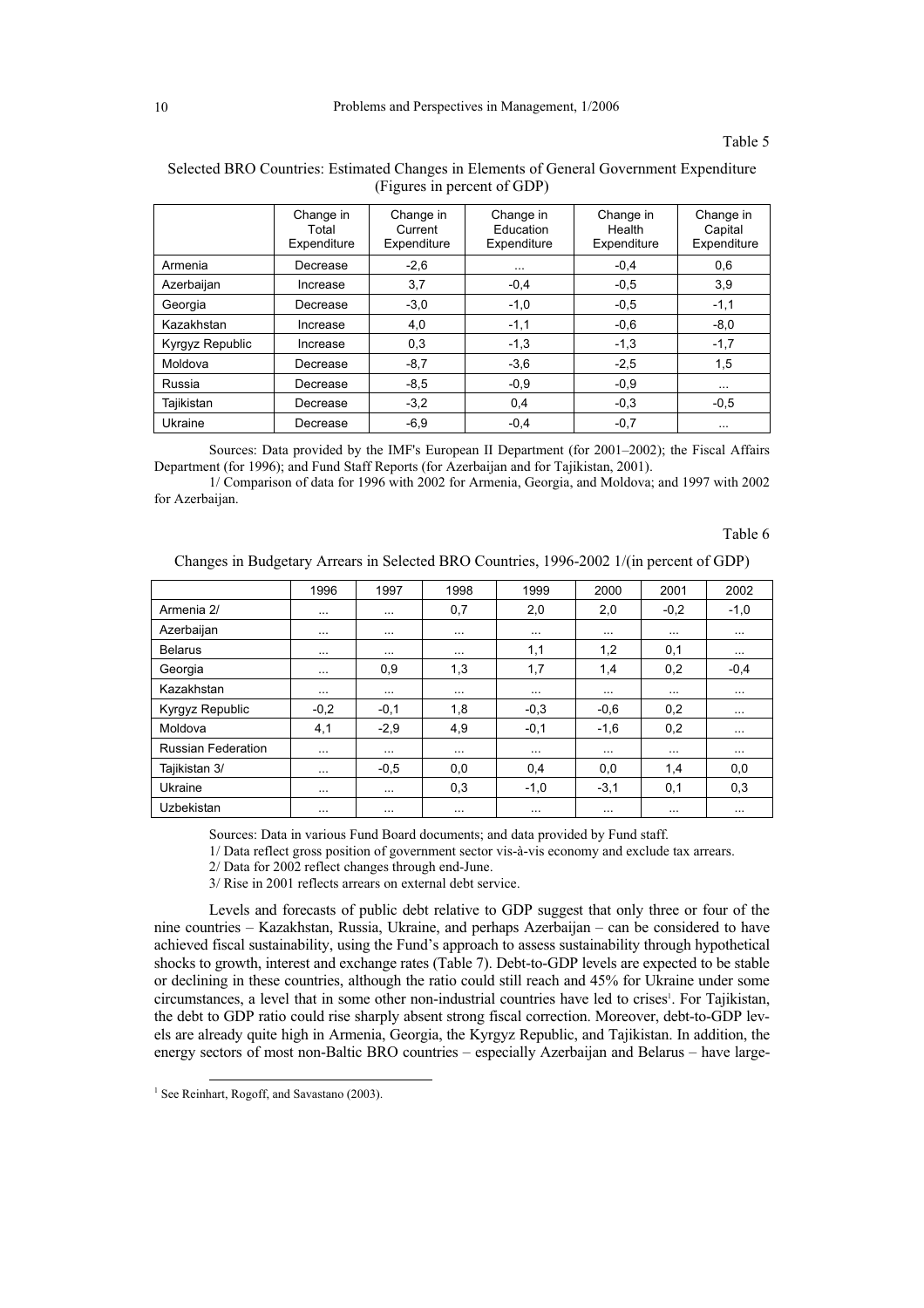Table 5

Selected BRO Countries: Estimated Changes in Elements of General Government Expenditure (Figures in percent of GDP)

| | Change in Total Expenditure | Change in Current Expenditure | Change in Education Expenditure | Change in Health Expenditure | Change in Capital Expenditure |
|---|---|---|---|---|---|
| Armenia | Decrease | -2,6 | ... | -0,4 | 0,6 |
| Azerbaijan | Increase | 3,7 | -0,4 | -0,5 | 3,9 |
| Georgia | Decrease | -3,0 | -1,0 | -0,5 | -1,1 |
| Kazakhstan | Increase | 4,0 | -1,1 | -0,6 | -8,0 |
| Kyrgyz Republic | Increase | 0,3 | -1,3 | -1,3 | -1,7 |
| Moldova | Decrease | -8,7 | -3,6 | -2,5 | 1,5 |
| Russia | Decrease | -8,5 | -0,9 | -0,9 | ... |
| Tajikistan | Decrease | -3,2 | 0,4 | -0,3 | -0,5 |
| Ukraine | Decrease | -6,9 | -0,4 | -0,7 | ... |

Sources: Data provided by the IMF's European II Department (for 2001–2002); the Fiscal Affairs Department (for 1996); and Fund Staff Reports (for Azerbaijan and for Tajikistan, 2001).

1/ Comparison of data for 1996 with 2002 for Armenia, Georgia, and Moldova; and 1997 with 2002 for Azerbaijan.

Table 6

Changes in Budgetary Arrears in Selected BRO Countries, 1996-2002 1/(in percent of GDP)

| | 1996 | 1997 | 1998 | 1999 | 2000 | 2001 | 2002 |
|---|---|---|---|---|---|---|---|
| Armenia 2/ | ... | ... | 0,7 | 2,0 | 2,0 | -0,2 | -1,0 |
| Azerbaijan | ... | ... | ... | ... | ... | ... | ... |
| Belarus | ... | ... | ... | 1,1 | 1,2 | 0,1 | ... |
| Georgia | ... | 0,9 | 1,3 | 1,7 | 1,4 | 0,2 | -0,4 |
| Kazakhstan | ... | ... | ... | ... | ... | ... | ... |
| Kyrgyz Republic | -0,2 | -0,1 | 1,8 | -0,3 | -0,6 | 0,2 | ... |
| Moldova | 4,1 | -2,9 | 4,9 | -0,1 | -1,6 | 0,2 | ... |
| Russian Federation | ... | ... | ... | ... | ... | ... | ... |
| Tajikistan 3/ | ... | -0,5 | 0,0 | 0,4 | 0,0 | 1,4 | 0,0 |
| Ukraine | ... | ... | 0,3 | -1,0 | -3,1 | 0,1 | 0,3 |
| Uzbekistan | ... | ... | ... | ... | ... | ... | ... |

Sources: Data in various Fund Board documents; and data provided by Fund staff.

1/ Data reflect gross position of government sector vis-à-vis economy and exclude tax arrears.

2/ Data for 2002 reflect changes through end-June.

3/ Rise in 2001 reflects arrears on external debt service.

Levels and forecasts of public debt relative to GDP suggest that only three or four of the nine countries – Kazakhstan, Russia, Ukraine, and perhaps Azerbaijan – can be considered to have achieved fiscal sustainability, using the Fund's approach to assess sustainability through hypothetical shocks to growth, interest and exchange rates (Table 7). Debt-to-GDP levels are expected to be stable or declining in these countries, although the ratio could still reach and 45% for Ukraine under some circumstances, a level that in some other non-industrial countries have led to crises[1]. For Tajikistan, the debt to GDP ratio could rise sharply absent strong fiscal correction. Moreover, debt-to-GDP levels are already quite high in Armenia, Georgia, the Kyrgyz Republic, and Tajikistan. In addition, the energy sectors of most non-Baltic BRO countries – especially Azerbaijan and Belarus – have large-

[1] See Reinhart, Rogoff, and Savastano (2003).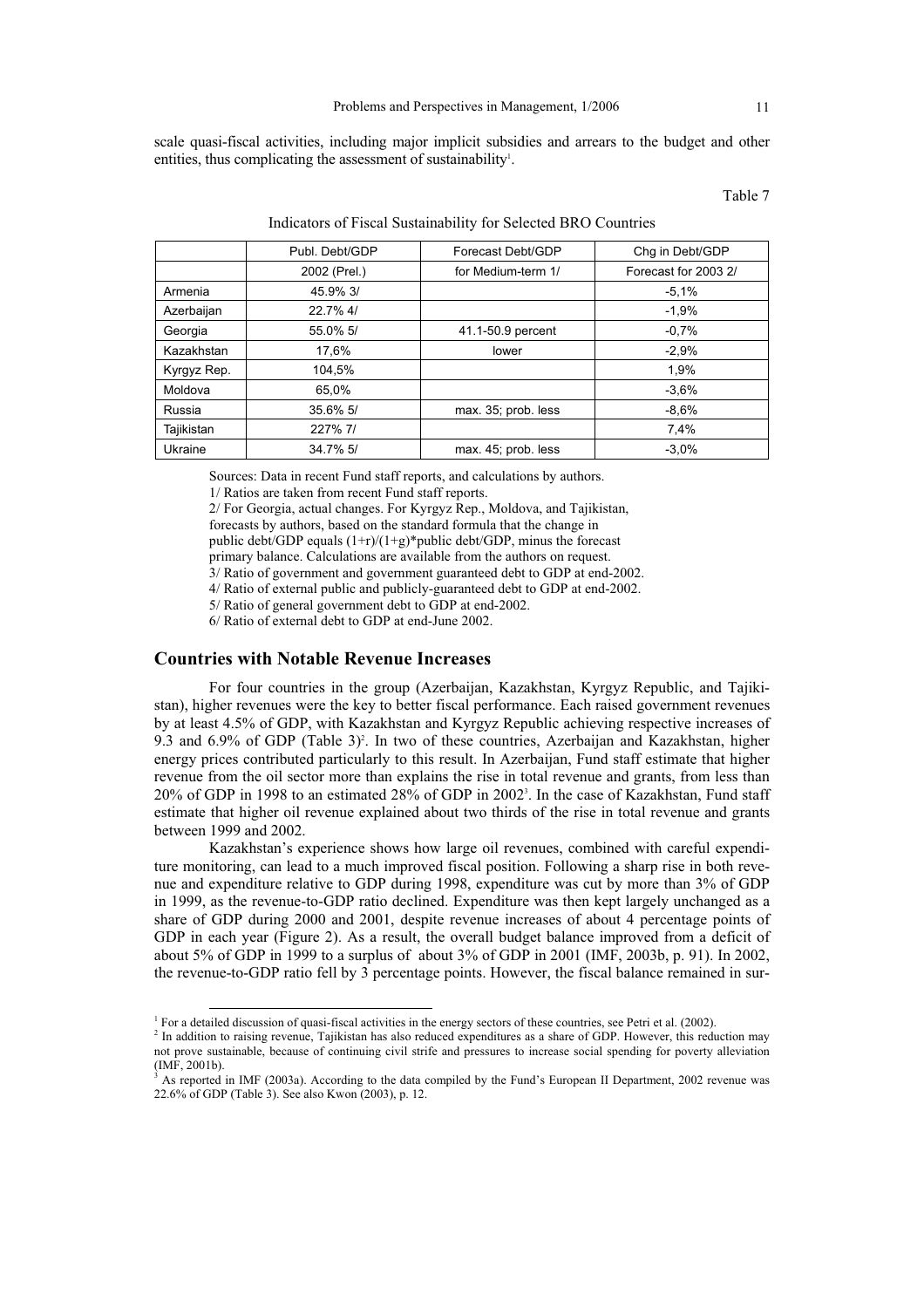scale quasi-fiscal activities, including major implicit subsidies and arrears to the budget and other entities, thus complicating the assessment of sustainability[1].

Table 7

Indicators of Fiscal Sustainability for Selected BRO Countries

| | Publ. Debt/GDP | Forecast Debt/GDP | Chg in Debt/GDP |
|---|---|---|---|
| | 2002 (Prel.) | for Medium-term 1/ | Forecast for 2003 2/ |
| Armenia | 45.9% 3/ | | -5,1% |
| Azerbaijan | 22.7% 4/ | | -1,9% |
| Georgia | 55.0% 5/ | 41.1-50.9 percent | -0,7% |
| Kazakhstan | 17,6% | lower | -2,9% |
| Kyrgyz Rep. | 104,5% | | 1,9% |
| Moldova | 65,0% | | -3,6% |
| Russia | 35.6% 5/ | max. 35; prob. less | -8,6% |
| Tajikistan | 227% 7/ | | 7,4% |
| Ukraine | 34.7% 5/ | max. 45; prob. less | -3,0% |

Sources: Data in recent Fund staff reports, and calculations by authors.
1/ Ratios are taken from recent Fund staff reports.
2/ For Georgia, actual changes. For Kyrgyz Rep., Moldova, and Tajikistan, forecasts by authors, based on the standard formula that the change in public debt/GDP equals $(1+r)/(1+g)$*public debt/GDP, minus the forecast primary balance. Calculations are available from the authors on request.
3/ Ratio of government and government guaranteed debt to GDP at end-2002.
4/ Ratio of external public and publicly-guaranteed debt to GDP at end-2002.
5/ Ratio of general government debt to GDP at end-2002.
6/ Ratio of external debt to GDP at end-June 2002.

## Countries with Notable Revenue Increases

For four countries in the group (Azerbaijan, Kazakhstan, Kyrgyz Republic, and Tajikistan), higher revenues were the key to better fiscal performance. Each raised government revenues by at least 4.5% of GDP, with Kazakhstan and Kyrgyz Republic achieving respective increases of 9.3 and 6.9% of GDP (Table 3)[2]. In two of these countries, Azerbaijan and Kazakhstan, higher energy prices contributed particularly to this result. In Azerbaijan, Fund staff estimate that higher revenue from the oil sector more than explains the rise in total revenue and grants, from less than 20% of GDP in 1998 to an estimated 28% of GDP in 2002[3]. In the case of Kazakhstan, Fund staff estimate that higher oil revenue explained about two thirds of the rise in total revenue and grants between 1999 and 2002.

Kazakhstan's experience shows how large oil revenues, combined with careful expenditure monitoring, can lead to a much improved fiscal position. Following a sharp rise in both revenue and expenditure relative to GDP during 1998, expenditure was cut by more than 3% of GDP in 1999, as the revenue-to-GDP ratio declined. Expenditure was then kept largely unchanged as a share of GDP during 2000 and 2001, despite revenue increases of about 4 percentage points of GDP in each year (Figure 2). As a result, the overall budget balance improved from a deficit of about 5% of GDP in 1999 to a surplus of about 3% of GDP in 2001 (IMF, 2003b, p. 91). In 2002, the revenue-to-GDP ratio fell by 3 percentage points. However, the fiscal balance remained in sur-

[1] For a detailed discussion of quasi-fiscal activities in the energy sectors of these countries, see Petri et al. (2002).

[2] In addition to raising revenue, Tajikistan has also reduced expenditures as a share of GDP. However, this reduction may not prove sustainable, because of continuing civil strife and pressures to increase social spending for poverty alleviation (IMF, 2001b).

[3] As reported in IMF (2003a). According to the data compiled by the Fund's European II Department, 2002 revenue was 22.6% of GDP (Table 3). See also Kwon (2003), p. 12.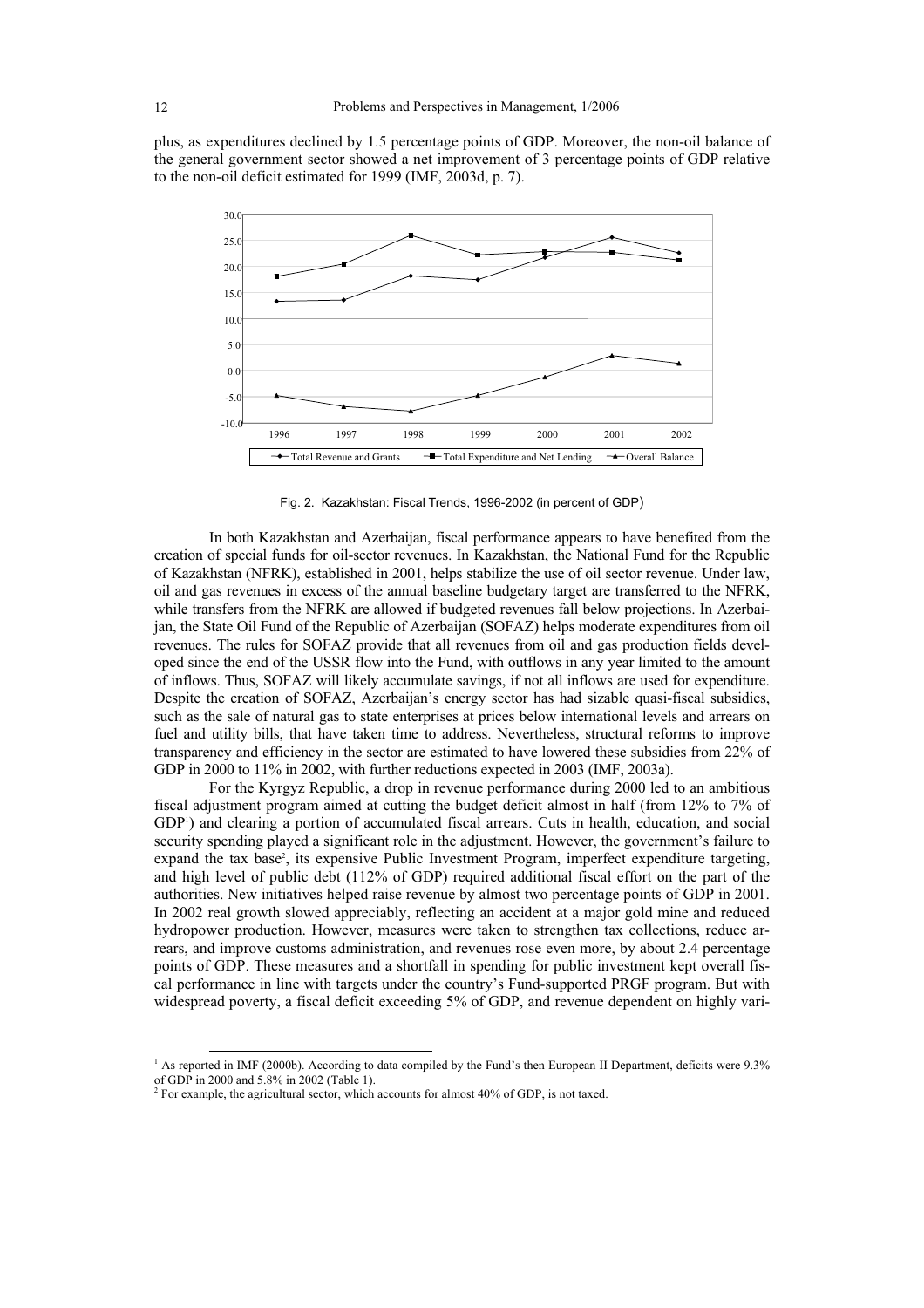plus, as expenditures declined by 1.5 percentage points of GDP. Moreover, the non-oil balance of the general government sector showed a net improvement of 3 percentage points of GDP relative to the non-oil deficit estimated for 1999 (IMF, 2003d, p. 7).

Fig. 2. Kazakhstan: Fiscal Trends, 1996-2002 (in percent of GDP)

In both Kazakhstan and Azerbaijan, fiscal performance appears to have benefited from the creation of special funds for oil-sector revenues. In Kazakhstan, the National Fund for the Republic of Kazakhstan (NFRK), established in 2001, helps stabilize the use of oil sector revenue. Under law, oil and gas revenues in excess of the annual baseline budgetary target are transferred to the NFRK, while transfers from the NFRK are allowed if budgeted revenues fall below projections. In Azerbaijan, the State Oil Fund of the Republic of Azerbaijan (SOFAZ) helps moderate expenditures from oil revenues. The rules for SOFAZ provide that all revenues from oil and gas production fields developed since the end of the USSR flow into the Fund, with outflows in any year limited to the amount of inflows. Thus, SOFAZ will likely accumulate savings, if not all inflows are used for expenditure. Despite the creation of SOFAZ, Azerbaijan's energy sector has had sizable quasi-fiscal subsidies, such as the sale of natural gas to state enterprises at prices below international levels and arrears on fuel and utility bills, that have taken time to address. Nevertheless, structural reforms to improve transparency and efficiency in the sector are estimated to have lowered these subsidies from 22% of GDP in 2000 to 11% in 2002, with further reductions expected in 2003 (IMF, 2003a).

For the Kyrgyz Republic, a drop in revenue performance during 2000 led to an ambitious fiscal adjustment program aimed at cutting the budget deficit almost in half (from 12% to 7% of GDP[1]) and clearing a portion of accumulated fiscal arrears. Cuts in health, education, and social security spending played a significant role in the adjustment. However, the government's failure to expand the tax base[2], its expensive Public Investment Program, imperfect expenditure targeting, and high level of public debt (112% of GDP) required additional fiscal effort on the part of the authorities. New initiatives helped raise revenue by almost two percentage points of GDP in 2001. In 2002 real growth slowed appreciably, reflecting an accident at a major gold mine and reduced hydropower production. However, measures were taken to strengthen tax collections, reduce arrears, and improve customs administration, and revenues rose even more, by about 2.4 percentage points of GDP. These measures and a shortfall in spending for public investment kept overall fiscal performance in line with targets under the country's Fund-supported PRGF program. But with widespread poverty, a fiscal deficit exceeding 5% of GDP, and revenue dependent on highly vari-

[1] As reported in IMF (2000b). According to data compiled by the Fund's then European II Department, deficits were 9.3% of GDP in 2000 and 5.8% in 2002 (Table 1).

[2] For example, the agricultural sector, which accounts for almost 40% of GDP, is not taxed.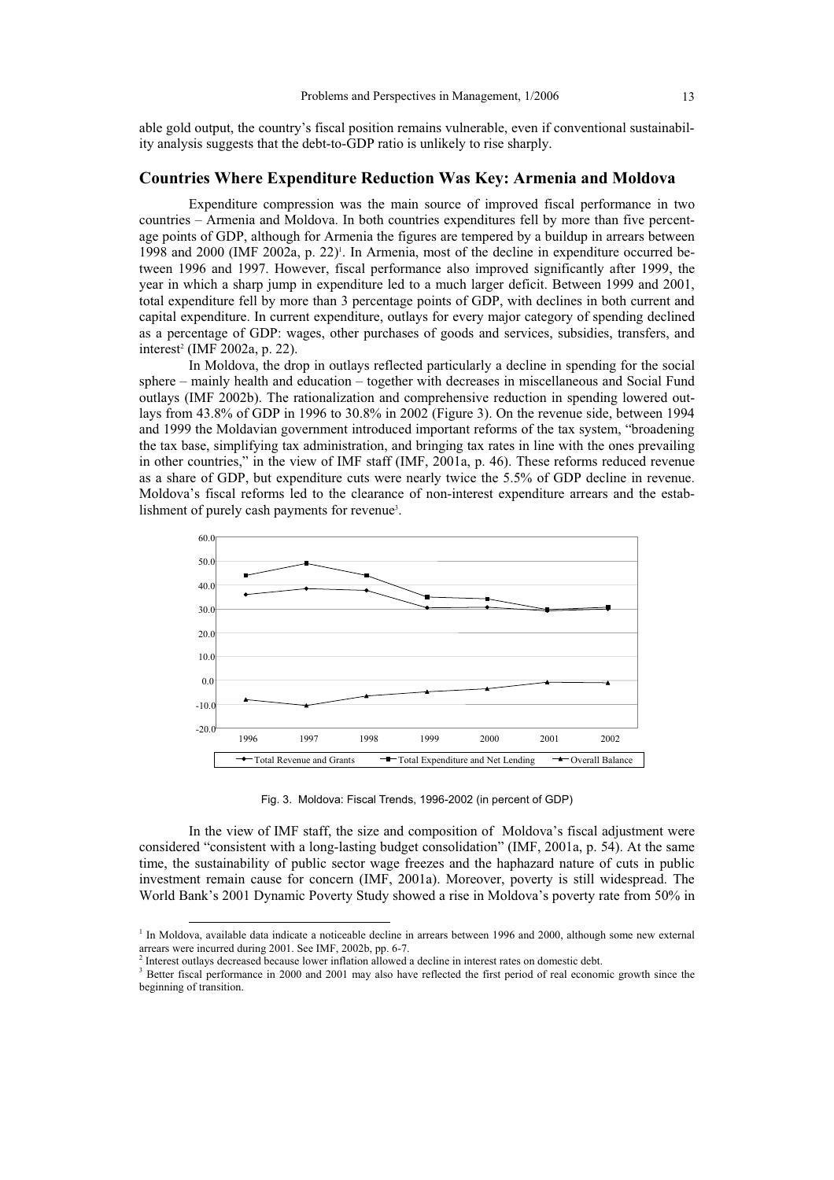able gold output, the country's fiscal position remains vulnerable, even if conventional sustainability analysis suggests that the debt-to-GDP ratio is unlikely to rise sharply.

## Countries Where Expenditure Reduction Was Key: Armenia and Moldova

Expenditure compression was the main source of improved fiscal performance in two countries – Armenia and Moldova. In both countries expenditures fell by more than five percentage points of GDP, although for Armenia the figures are tempered by a buildup in arrears between 1998 and 2000 (IMF 2002a, p. 22)[1]. In Armenia, most of the decline in expenditure occurred between 1996 and 1997. However, fiscal performance also improved significantly after 1999, the year in which a sharp jump in expenditure led to a much larger deficit. Between 1999 and 2001, total expenditure fell by more than 3 percentage points of GDP, with declines in both current and capital expenditure. In current expenditure, outlays for every major category of spending declined as a percentage of GDP: wages, other purchases of goods and services, subsidies, transfers, and interest[2] (IMF 2002a, p. 22).

In Moldova, the drop in outlays reflected particularly a decline in spending for the social sphere – mainly health and education – together with decreases in miscellaneous and Social Fund outlays (IMF 2002b). The rationalization and comprehensive reduction in spending lowered outlays from 43.8% of GDP in 1996 to 30.8% in 2002 (Figure 3). On the revenue side, between 1994 and 1999 the Moldavian government introduced important reforms of the tax system, "broadening the tax base, simplifying tax administration, and bringing tax rates in line with the ones prevailing in other countries," in the view of IMF staff (IMF, 2001a, p. 46). These reforms reduced revenue as a share of GDP, but expenditure cuts were nearly twice the 5.5% of GDP decline in revenue. Moldova's fiscal reforms led to the clearance of non-interest expenditure arrears and the establishment of purely cash payments for revenue[3].

Fig. 3. Moldova: Fiscal Trends, 1996-2002 (in percent of GDP)

In the view of IMF staff, the size and composition of Moldova's fiscal adjustment were considered "consistent with a long-lasting budget consolidation" (IMF, 2001a, p. 54). At the same time, the sustainability of public sector wage freezes and the haphazard nature of cuts in public investment remain cause for concern (IMF, 2001a). Moreover, poverty is still widespread. The World Bank's 2001 Dynamic Poverty Study showed a rise in Moldova's poverty rate from 50% in

[1] In Moldova, available data indicate a noticeable decline in arrears between 1996 and 2000, although some new external arrears were incurred during 2001. See IMF, 2002b, pp. 6-7.

[2] Interest outlays decreased because lower inflation allowed a decline in interest rates on domestic debt.

[3] Better fiscal performance in 2000 and 2001 may also have reflected the first period of real economic growth since the beginning of transition.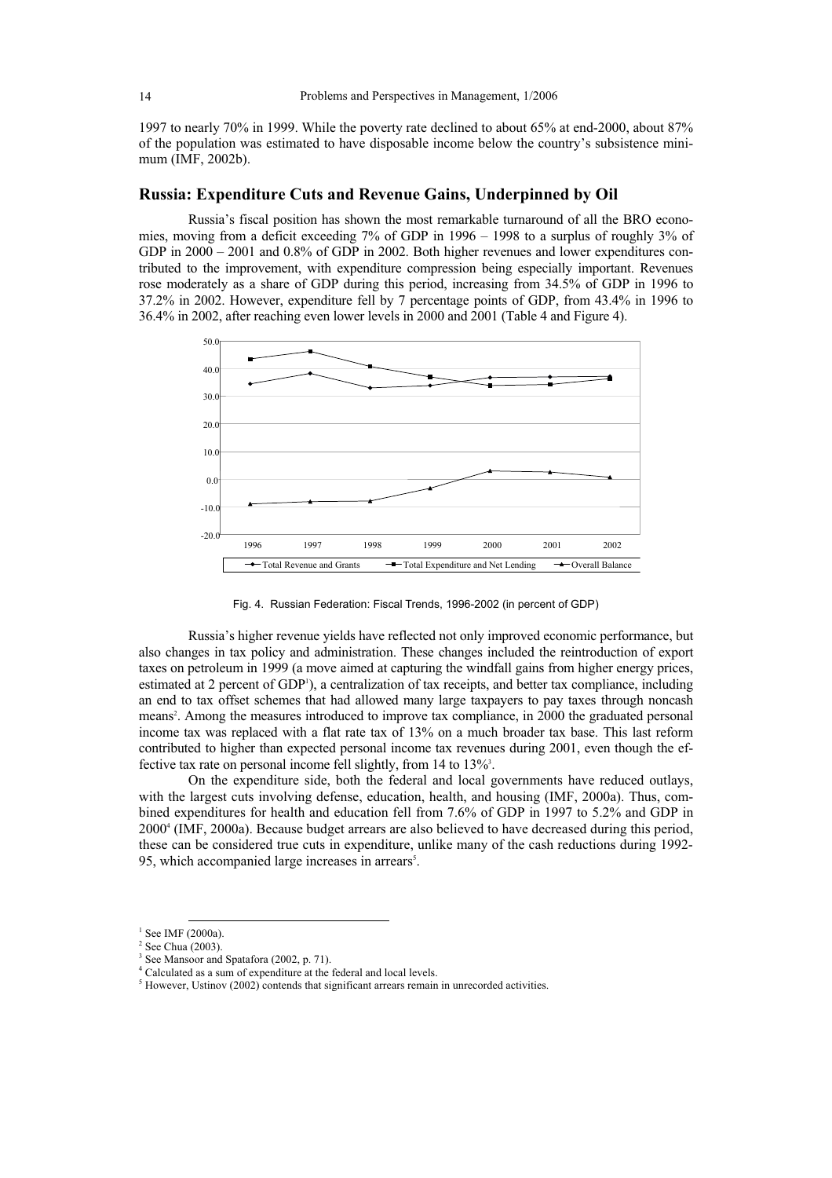1997 to nearly 70% in 1999. While the poverty rate declined to about 65% at end-2000, about 87% of the population was estimated to have disposable income below the country's subsistence minimum (IMF, 2002b).

## Russia: Expenditure Cuts and Revenue Gains, Underpinned by Oil

Russia's fiscal position has shown the most remarkable turnaround of all the BRO economies, moving from a deficit exceeding 7% of GDP in 1996 – 1998 to a surplus of roughly 3% of GDP in 2000 – 2001 and 0.8% of GDP in 2002. Both higher revenues and lower expenditures contributed to the improvement, with expenditure compression being especially important. Revenues rose moderately as a share of GDP during this period, increasing from 34.5% of GDP in 1996 to 37.2% in 2002. However, expenditure fell by 7 percentage points of GDP, from 43.4% in 1996 to 36.4% in 2002, after reaching even lower levels in 2000 and 2001 (Table 4 and Figure 4).

Fig. 4. Russian Federation: Fiscal Trends, 1996-2002 (in percent of GDP)

Russia's higher revenue yields have reflected not only improved economic performance, but also changes in tax policy and administration. These changes included the reintroduction of export taxes on petroleum in 1999 (a move aimed at capturing the windfall gains from higher energy prices, estimated at 2 percent of GDP[1]), a centralization of tax receipts, and better tax compliance, including an end to tax offset schemes that had allowed many large taxpayers to pay taxes through noncash means[2]. Among the measures introduced to improve tax compliance, in 2000 the graduated personal income tax was replaced with a flat rate tax of 13% on a much broader tax base. This last reform contributed to higher than expected personal income tax revenues during 2001, even though the effective tax rate on personal income fell slightly, from 14 to 13%[3].

On the expenditure side, both the federal and local governments have reduced outlays, with the largest cuts involving defense, education, health, and housing (IMF, 2000a). Thus, combined expenditures for health and education fell from 7.6% of GDP in 1997 to 5.2% and GDP in 2000[4] (IMF, 2000a). Because budget arrears are also believed to have decreased during this period, these can be considered true cuts in expenditure, unlike many of the cash reductions during 1992-95, which accompanied large increases in arrears[5].

---

[1] See IMF (2000a).
[2] See Chua (2003).
[3] See Mansoor and Spatafora (2002, p. 71).
[4] Calculated as a sum of expenditure at the federal and local levels.
[5] However, Ustinov (2002) contends that significant arrears remain in unrecorded activities.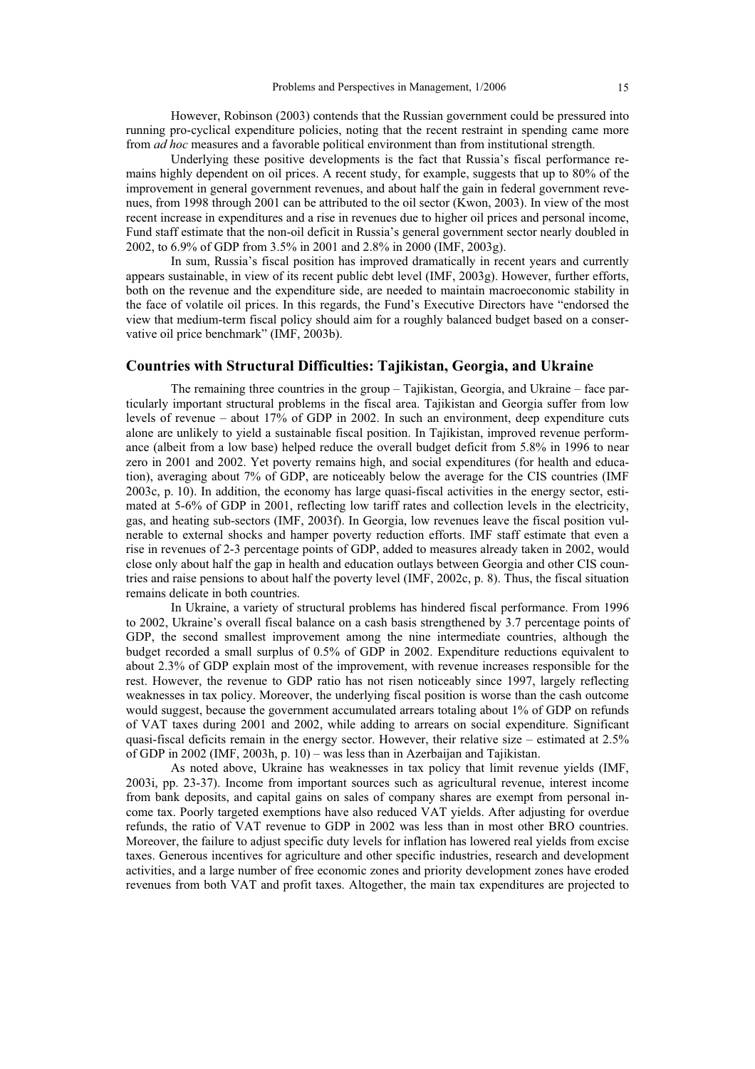However, Robinson (2003) contends that the Russian government could be pressured into running pro-cyclical expenditure policies, noting that the recent restraint in spending came more from *ad hoc* measures and a favorable political environment than from institutional strength.

Underlying these positive developments is the fact that Russia's fiscal performance remains highly dependent on oil prices. A recent study, for example, suggests that up to 80% of the improvement in general government revenues, and about half the gain in federal government revenues, from 1998 through 2001 can be attributed to the oil sector (Kwon, 2003). In view of the most recent increase in expenditures and a rise in revenues due to higher oil prices and personal income, Fund staff estimate that the non-oil deficit in Russia's general government sector nearly doubled in 2002, to 6.9% of GDP from 3.5% in 2001 and 2.8% in 2000 (IMF, 2003g).

In sum, Russia's fiscal position has improved dramatically in recent years and currently appears sustainable, in view of its recent public debt level (IMF, 2003g). However, further efforts, both on the revenue and the expenditure side, are needed to maintain macroeconomic stability in the face of volatile oil prices. In this regards, the Fund's Executive Directors have "endorsed the view that medium-term fiscal policy should aim for a roughly balanced budget based on a conservative oil price benchmark" (IMF, 2003b).

## Countries with Structural Difficulties: Tajikistan, Georgia, and Ukraine

The remaining three countries in the group – Tajikistan, Georgia, and Ukraine – face particularly important structural problems in the fiscal area. Tajikistan and Georgia suffer from low levels of revenue – about 17% of GDP in 2002. In such an environment, deep expenditure cuts alone are unlikely to yield a sustainable fiscal position. In Tajikistan, improved revenue performance (albeit from a low base) helped reduce the overall budget deficit from 5.8% in 1996 to near zero in 2001 and 2002. Yet poverty remains high, and social expenditures (for health and education), averaging about 7% of GDP, are noticeably below the average for the CIS countries (IMF 2003c, p. 10). In addition, the economy has large quasi-fiscal activities in the energy sector, estimated at 5-6% of GDP in 2001, reflecting low tariff rates and collection levels in the electricity, gas, and heating sub-sectors (IMF, 2003f). In Georgia, low revenues leave the fiscal position vulnerable to external shocks and hamper poverty reduction efforts. IMF staff estimate that even a rise in revenues of 2-3 percentage points of GDP, added to measures already taken in 2002, would close only about half the gap in health and education outlays between Georgia and other CIS countries and raise pensions to about half the poverty level (IMF, 2002c, p. 8). Thus, the fiscal situation remains delicate in both countries.

In Ukraine, a variety of structural problems has hindered fiscal performance. From 1996 to 2002, Ukraine's overall fiscal balance on a cash basis strengthened by 3.7 percentage points of GDP, the second smallest improvement among the nine intermediate countries, although the budget recorded a small surplus of 0.5% of GDP in 2002. Expenditure reductions equivalent to about 2.3% of GDP explain most of the improvement, with revenue increases responsible for the rest. However, the revenue to GDP ratio has not risen noticeably since 1997, largely reflecting weaknesses in tax policy. Moreover, the underlying fiscal position is worse than the cash outcome would suggest, because the government accumulated arrears totaling about 1% of GDP on refunds of VAT taxes during 2001 and 2002, while adding to arrears on social expenditure. Significant quasi-fiscal deficits remain in the energy sector. However, their relative size – estimated at 2.5% of GDP in 2002 (IMF, 2003h, p. 10) – was less than in Azerbaijan and Tajikistan.

As noted above, Ukraine has weaknesses in tax policy that limit revenue yields (IMF, 2003i, pp. 23-37). Income from important sources such as agricultural revenue, interest income from bank deposits, and capital gains on sales of company shares are exempt from personal income tax. Poorly targeted exemptions have also reduced VAT yields. After adjusting for overdue refunds, the ratio of VAT revenue to GDP in 2002 was less than in most other BRO countries. Moreover, the failure to adjust specific duty levels for inflation has lowered real yields from excise taxes. Generous incentives for agriculture and other specific industries, research and development activities, and a large number of free economic zones and priority development zones have eroded revenues from both VAT and profit taxes. Altogether, the main tax expenditures are projected to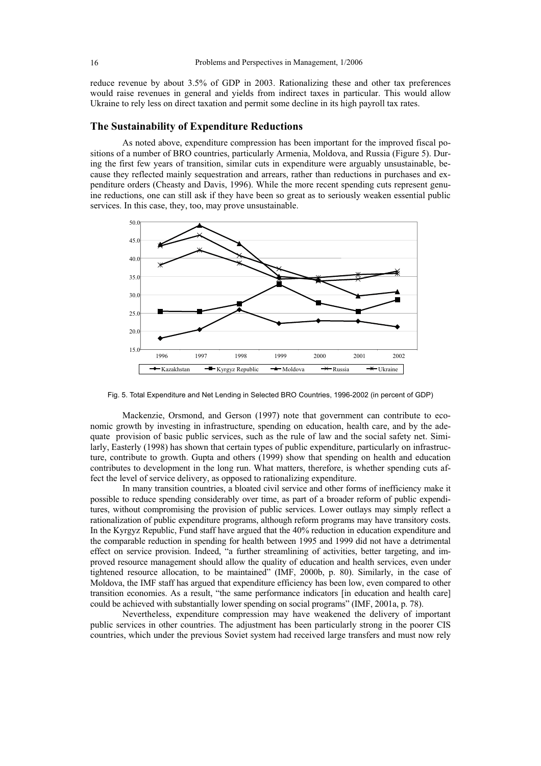reduce revenue by about 3.5% of GDP in 2003. Rationalizing these and other tax preferences would raise revenues in general and yields from indirect taxes in particular. This would allow Ukraine to rely less on direct taxation and permit some decline in its high payroll tax rates.

## The Sustainability of Expenditure Reductions

As noted above, expenditure compression has been important for the improved fiscal positions of a number of BRO countries, particularly Armenia, Moldova, and Russia (Figure 5). During the first few years of transition, similar cuts in expenditure were arguably unsustainable, because they reflected mainly sequestration and arrears, rather than reductions in purchases and expenditure orders (Cheasty and Davis, 1996). While the more recent spending cuts represent genuine reductions, one can still ask if they have been so great as to seriously weaken essential public services. In this case, they, too, may prove unsustainable.

Fig. 5. Total Expenditure and Net Lending in Selected BRO Countries, 1996-2002 (in percent of GDP)

Mackenzie, Orsmond, and Gerson (1997) note that government can contribute to economic growth by investing in infrastructure, spending on education, health care, and by the adequate provision of basic public services, such as the rule of law and the social safety net. Similarly, Easterly (1998) has shown that certain types of public expenditure, particularly on infrastructure, contribute to growth. Gupta and others (1999) show that spending on health and education contributes to development in the long run. What matters, therefore, is whether spending cuts affect the level of service delivery, as opposed to rationalizing expenditure.

In many transition countries, a bloated civil service and other forms of inefficiency make it possible to reduce spending considerably over time, as part of a broader reform of public expenditures, without compromising the provision of public services. Lower outlays may simply reflect a rationalization of public expenditure programs, although reform programs may have transitory costs. In the Kyrgyz Republic, Fund staff have argued that the 40% reduction in education expenditure and the comparable reduction in spending for health between 1995 and 1999 did not have a detrimental effect on service provision. Indeed, "a further streamlining of activities, better targeting, and improved resource management should allow the quality of education and health services, even under tightened resource allocation, to be maintained" (IMF, 2000b, p. 80). Similarly, in the case of Moldova, the IMF staff has argued that expenditure efficiency has been low, even compared to other transition economies. As a result, "the same performance indicators [in education and health care] could be achieved with substantially lower spending on social programs" (IMF, 2001a, p. 78).

Nevertheless, expenditure compression may have weakened the delivery of important public services in other countries. The adjustment has been particularly strong in the poorer CIS countries, which under the previous Soviet system had received large transfers and must now rely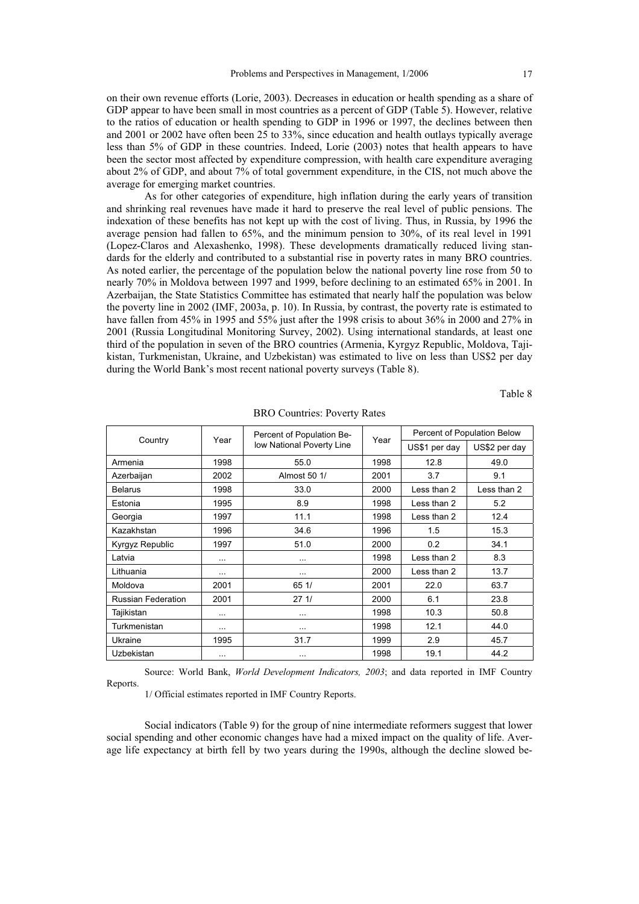on their own revenue efforts (Lorie, 2003). Decreases in education or health spending as a share of GDP appear to have been small in most countries as a percent of GDP (Table 5). However, relative to the ratios of education or health spending to GDP in 1996 or 1997, the declines between then and 2001 or 2002 have often been 25 to 33%, since education and health outlays typically average less than 5% of GDP in these countries. Indeed, Lorie (2003) notes that health appears to have been the sector most affected by expenditure compression, with health care expenditure averaging about 2% of GDP, and about 7% of total government expenditure, in the CIS, not much above the average for emerging market countries.

As for other categories of expenditure, high inflation during the early years of transition and shrinking real revenues have made it hard to preserve the real level of public pensions. The indexation of these benefits has not kept up with the cost of living. Thus, in Russia, by 1996 the average pension had fallen to 65%, and the minimum pension to 30%, of its real level in 1991 (Lopez-Claros and Alexashenko, 1998). These developments dramatically reduced living standards for the elderly and contributed to a substantial rise in poverty rates in many BRO countries. As noted earlier, the percentage of the population below the national poverty line rose from 50 to nearly 70% in Moldova between 1997 and 1999, before declining to an estimated 65% in 2001. In Azerbaijan, the State Statistics Committee has estimated that nearly half the population was below the poverty line in 2002 (IMF, 2003a, p. 10). In Russia, by contrast, the poverty rate is estimated to have fallen from 45% in 1995 and 55% just after the 1998 crisis to about 36% in 2000 and 27% in 2001 (Russia Longitudinal Monitoring Survey, 2002). Using international standards, at least one third of the population in seven of the BRO countries (Armenia, Kyrgyz Republic, Moldova, Tajikistan, Turkmenistan, Ukraine, and Uzbekistan) was estimated to live on less than US$2 per day during the World Bank's most recent national poverty surveys (Table 8).

Table 8

BRO Countries: Poverty Rates

| Country | Year | Percent of Population Below National Poverty Line | Year | Percent of Population Below | |
|---|---|---|---|---|---|
| | | | | US$1 per day | US$2 per day |
| Armenia | 1998 | 55.0 | 1998 | 12.8 | 49.0 |
| Azerbaijan | 2002 | Almost 50 1/ | 2001 | 3.7 | 9.1 |
| Belarus | 1998 | 33.0 | 2000 | Less than 2 | Less than 2 |
| Estonia | 1995 | 8.9 | 1998 | Less than 2 | 5.2 |
| Georgia | 1997 | 11.1 | 1998 | Less than 2 | 12.4 |
| Kazakhstan | 1996 | 34.6 | 1996 | 1.5 | 15.3 |
| Kyrgyz Republic | 1997 | 51.0 | 2000 | 0.2 | 34.1 |
| Latvia | ... | ... | 1998 | Less than 2 | 8.3 |
| Lithuania | ... | ... | 2000 | Less than 2 | 13.7 |
| Moldova | 2001 | 65 1/ | 2001 | 22.0 | 63.7 |
| Russian Federation | 2001 | 27 1/ | 2000 | 6.1 | 23.8 |
| Tajikistan | ... | ... | 1998 | 10.3 | 50.8 |
| Turkmenistan | ... | ... | 1998 | 12.1 | 44.0 |
| Ukraine | 1995 | 31.7 | 1999 | 2.9 | 45.7 |
| Uzbekistan | ... | ... | 1998 | 19.1 | 44.2 |

Source: World Bank, *World Development Indicators, 2003*; and data reported in IMF Country Reports.

1/ Official estimates reported in IMF Country Reports.

Social indicators (Table 9) for the group of nine intermediate reformers suggest that lower social spending and other economic changes have had a mixed impact on the quality of life. Average life expectancy at birth fell by two years during the 1990s, although the decline slowed be-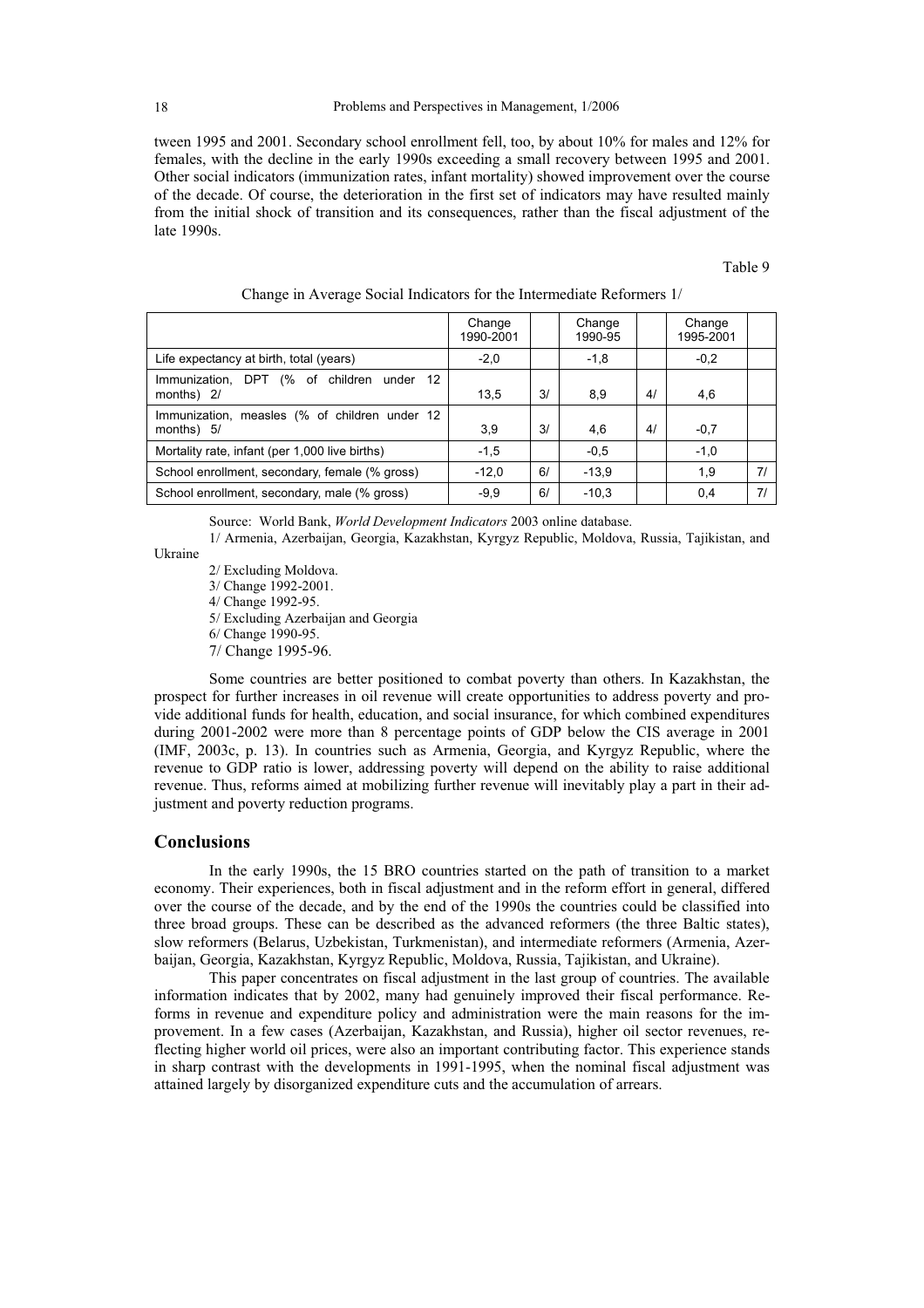tween 1995 and 2001. Secondary school enrollment fell, too, by about 10% for males and 12% for females, with the decline in the early 1990s exceeding a small recovery between 1995 and 2001. Other social indicators (immunization rates, infant mortality) showed improvement over the course of the decade. Of course, the deterioration in the first set of indicators may have resulted mainly from the initial shock of transition and its consequences, rather than the fiscal adjustment of the late 1990s.

Table 9

Change in Average Social Indicators for the Intermediate Reformers 1/

| | Change 1990-2001 | | Change 1990-95 | | Change 1995-2001 | |
|---|---|---|---|---|---|---|
| Life expectancy at birth, total (years) | -2,0 | | -1,8 | | -0,2 | |
| Immunization, DPT (% of children under 12 months) 2/ | 13,5 | 3/ | 8,9 | 4/ | 4,6 | |
| Immunization, measles (% of children under 12 months) 5/ | 3,9 | 3/ | 4,6 | 4/ | -0,7 | |
| Mortality rate, infant (per 1,000 live births) | -1,5 | | -0,5 | | -1,0 | |
| School enrollment, secondary, female (% gross) | -12,0 | 6/ | -13,9 | | 1,9 | 7/ |
| School enrollment, secondary, male (% gross) | -9,9 | 6/ | -10,3 | | 0,4 | 7/ |

Source: World Bank, *World Development Indicators* 2003 online database.

1/ Armenia, Azerbaijan, Georgia, Kazakhstan, Kyrgyz Republic, Moldova, Russia, Tajikistan, and Ukraine

2/ Excluding Moldova.

3/ Change 1992-2001.

4/ Change 1992-95.

5/ Excluding Azerbaijan and Georgia

6/ Change 1990-95.

7/ Change 1995-96.

Some countries are better positioned to combat poverty than others. In Kazakhstan, the prospect for further increases in oil revenue will create opportunities to address poverty and provide additional funds for health, education, and social insurance, for which combined expenditures during 2001-2002 were more than 8 percentage points of GDP below the CIS average in 2001 (IMF, 2003c, p. 13). In countries such as Armenia, Georgia, and Kyrgyz Republic, where the revenue to GDP ratio is lower, addressing poverty will depend on the ability to raise additional revenue. Thus, reforms aimed at mobilizing further revenue will inevitably play a part in their adjustment and poverty reduction programs.

## Conclusions

In the early 1990s, the 15 BRO countries started on the path of transition to a market economy. Their experiences, both in fiscal adjustment and in the reform effort in general, differed over the course of the decade, and by the end of the 1990s the countries could be classified into three broad groups. These can be described as the advanced reformers (the three Baltic states), slow reformers (Belarus, Uzbekistan, Turkmenistan), and intermediate reformers (Armenia, Azerbaijan, Georgia, Kazakhstan, Kyrgyz Republic, Moldova, Russia, Tajikistan, and Ukraine).

This paper concentrates on fiscal adjustment in the last group of countries. The available information indicates that by 2002, many had genuinely improved their fiscal performance. Reforms in revenue and expenditure policy and administration were the main reasons for the improvement. In a few cases (Azerbaijan, Kazakhstan, and Russia), higher oil sector revenues, reflecting higher world oil prices, were also an important contributing factor. This experience stands in sharp contrast with the developments in 1991-1995, when the nominal fiscal adjustment was attained largely by disorganized expenditure cuts and the accumulation of arrears.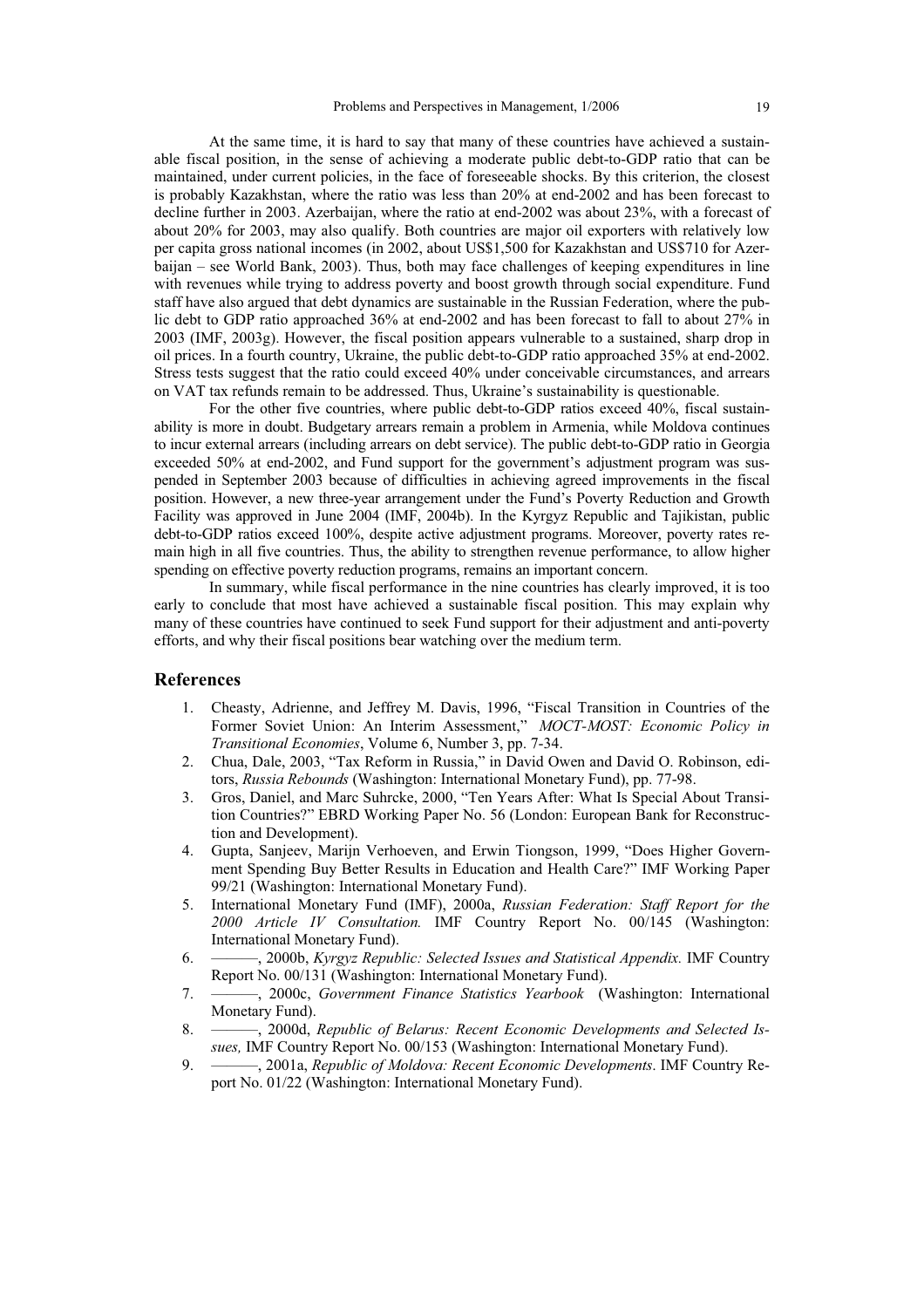At the same time, it is hard to say that many of these countries have achieved a sustainable fiscal position, in the sense of achieving a moderate public debt-to-GDP ratio that can be maintained, under current policies, in the face of foreseeable shocks. By this criterion, the closest is probably Kazakhstan, where the ratio was less than 20% at end-2002 and has been forecast to decline further in 2003. Azerbaijan, where the ratio at end-2002 was about 23%, with a forecast of about 20% for 2003, may also qualify. Both countries are major oil exporters with relatively low per capita gross national incomes (in 2002, about US$1,500 for Kazakhstan and US$710 for Azerbaijan – see World Bank, 2003). Thus, both may face challenges of keeping expenditures in line with revenues while trying to address poverty and boost growth through social expenditure. Fund staff have also argued that debt dynamics are sustainable in the Russian Federation, where the public debt to GDP ratio approached 36% at end-2002 and has been forecast to fall to about 27% in 2003 (IMF, 2003g). However, the fiscal position appears vulnerable to a sustained, sharp drop in oil prices. In a fourth country, Ukraine, the public debt-to-GDP ratio approached 35% at end-2002. Stress tests suggest that the ratio could exceed 40% under conceivable circumstances, and arrears on VAT tax refunds remain to be addressed. Thus, Ukraine's sustainability is questionable.

For the other five countries, where public debt-to-GDP ratios exceed 40%, fiscal sustainability is more in doubt. Budgetary arrears remain a problem in Armenia, while Moldova continues to incur external arrears (including arrears on debt service). The public debt-to-GDP ratio in Georgia exceeded 50% at end-2002, and Fund support for the government's adjustment program was suspended in September 2003 because of difficulties in achieving agreed improvements in the fiscal position. However, a new three-year arrangement under the Fund's Poverty Reduction and Growth Facility was approved in June 2004 (IMF, 2004b). In the Kyrgyz Republic and Tajikistan, public debt-to-GDP ratios exceed 100%, despite active adjustment programs. Moreover, poverty rates remain high in all five countries. Thus, the ability to strengthen revenue performance, to allow higher spending on effective poverty reduction programs, remains an important concern.

In summary, while fiscal performance in the nine countries has clearly improved, it is too early to conclude that most have achieved a sustainable fiscal position. This may explain why many of these countries have continued to seek Fund support for their adjustment and anti-poverty efforts, and why their fiscal positions bear watching over the medium term.

## References

1. Cheasty, Adrienne, and Jeffrey M. Davis, 1996, "Fiscal Transition in Countries of the Former Soviet Union: An Interim Assessment," *MOCT-MOST: Economic Policy in Transitional Economies*, Volume 6, Number 3, pp. 7-34.
2. Chua, Dale, 2003, "Tax Reform in Russia," in David Owen and David O. Robinson, editors, *Russia Rebounds* (Washington: International Monetary Fund), pp. 77-98.
3. Gros, Daniel, and Marc Suhrcke, 2000, "Ten Years After: What Is Special About Transition Countries?" EBRD Working Paper No. 56 (London: European Bank for Reconstruction and Development).
4. Gupta, Sanjeev, Marijn Verhoeven, and Erwin Tiongson, 1999, "Does Higher Government Spending Buy Better Results in Education and Health Care?" IMF Working Paper 99/21 (Washington: International Monetary Fund).
5. International Monetary Fund (IMF), 2000a, *Russian Federation: Staff Report for the 2000 Article IV Consultation.* IMF Country Report No. 00/145 (Washington: International Monetary Fund).
6. ———, 2000b, *Kyrgyz Republic: Selected Issues and Statistical Appendix.* IMF Country Report No. 00/131 (Washington: International Monetary Fund).
7. ———, 2000c, *Government Finance Statistics Yearbook* (Washington: International Monetary Fund).
8. ———, 2000d, *Republic of Belarus: Recent Economic Developments and Selected Issues,* IMF Country Report No. 00/153 (Washington: International Monetary Fund).
9. ———, 2001a, *Republic of Moldova: Recent Economic Developments*. IMF Country Report No. 01/22 (Washington: International Monetary Fund).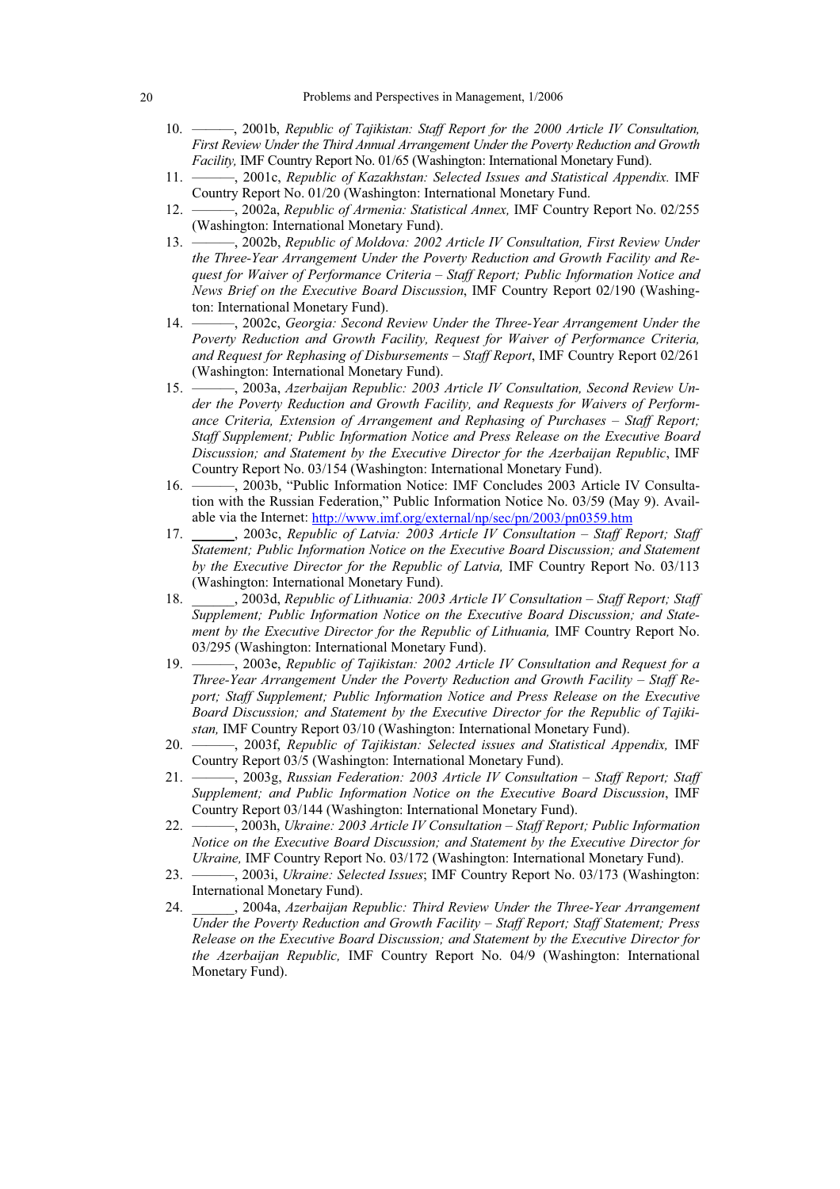10. ———, 2001b, *Republic of Tajikistan: Staff Report for the 2000 Article IV Consultation, First Review Under the Third Annual Arrangement Under the Poverty Reduction and Growth Facility,* IMF Country Report No. 01/65 (Washington: International Monetary Fund).
11. ———, 2001c, *Republic of Kazakhstan: Selected Issues and Statistical Appendix.* IMF Country Report No. 01/20 (Washington: International Monetary Fund.
12. ———, 2002a, *Republic of Armenia: Statistical Annex,* IMF Country Report No. 02/255 (Washington: International Monetary Fund).
13. ———, 2002b, *Republic of Moldova: 2002 Article IV Consultation, First Review Under the Three-Year Arrangement Under the Poverty Reduction and Growth Facility and Request for Waiver of Performance Criteria – Staff Report; Public Information Notice and News Brief on the Executive Board Discussion*, IMF Country Report 02/190 (Washington: International Monetary Fund).
14. ———, 2002c, *Georgia: Second Review Under the Three-Year Arrangement Under the Poverty Reduction and Growth Facility, Request for Waiver of Performance Criteria, and Request for Rephasing of Disbursements – Staff Report*, IMF Country Report 02/261 (Washington: International Monetary Fund).
15. ———, 2003a, *Azerbaijan Republic: 2003 Article IV Consultation, Second Review Under the Poverty Reduction and Growth Facility, and Requests for Waivers of Performance Criteria, Extension of Arrangement and Rephasing of Purchases – Staff Report; Staff Supplement; Public Information Notice and Press Release on the Executive Board Discussion; and Statement by the Executive Director for the Azerbaijan Republic*, IMF Country Report No. 03/154 (Washington: International Monetary Fund).
16. ———, 2003b, "Public Information Notice: IMF Concludes 2003 Article IV Consultation with the Russian Federation," Public Information Notice No. 03/59 (May 9). Available via the Internet: http://www.imf.org/external/np/sec/pn/2003/pn0359.htm
17. ______, 2003c, *Republic of Latvia: 2003 Article IV Consultation – Staff Report; Staff Statement; Public Information Notice on the Executive Board Discussion; and Statement by the Executive Director for the Republic of Latvia,* IMF Country Report No. 03/113 (Washington: International Monetary Fund).
18. ______, 2003d, *Republic of Lithuania: 2003 Article IV Consultation – Staff Report; Staff Supplement; Public Information Notice on the Executive Board Discussion; and Statement by the Executive Director for the Republic of Lithuania,* IMF Country Report No. 03/295 (Washington: International Monetary Fund).
19. ———, 2003e, *Republic of Tajikistan: 2002 Article IV Consultation and Request for a Three-Year Arrangement Under the Poverty Reduction and Growth Facility – Staff Report; Staff Supplement; Public Information Notice and Press Release on the Executive Board Discussion; and Statement by the Executive Director for the Republic of Tajikistan,* IMF Country Report 03/10 (Washington: International Monetary Fund).
20. ———, 2003f, *Republic of Tajikistan: Selected issues and Statistical Appendix,* IMF Country Report 03/5 (Washington: International Monetary Fund).
21. ———, 2003g, *Russian Federation: 2003 Article IV Consultation – Staff Report; Staff Supplement; and Public Information Notice on the Executive Board Discussion*, IMF Country Report 03/144 (Washington: International Monetary Fund).
22. ———, 2003h, *Ukraine: 2003 Article IV Consultation – Staff Report; Public Information Notice on the Executive Board Discussion; and Statement by the Executive Director for Ukraine,* IMF Country Report No. 03/172 (Washington: International Monetary Fund).
23. ———, 2003i, *Ukraine: Selected Issues*; IMF Country Report No. 03/173 (Washington: International Monetary Fund).
24. ______, 2004a, *Azerbaijan Republic: Third Review Under the Three-Year Arrangement Under the Poverty Reduction and Growth Facility – Staff Report; Staff Statement; Press Release on the Executive Board Discussion; and Statement by the Executive Director for the Azerbaijan Republic,* IMF Country Report No. 04/9 (Washington: International Monetary Fund).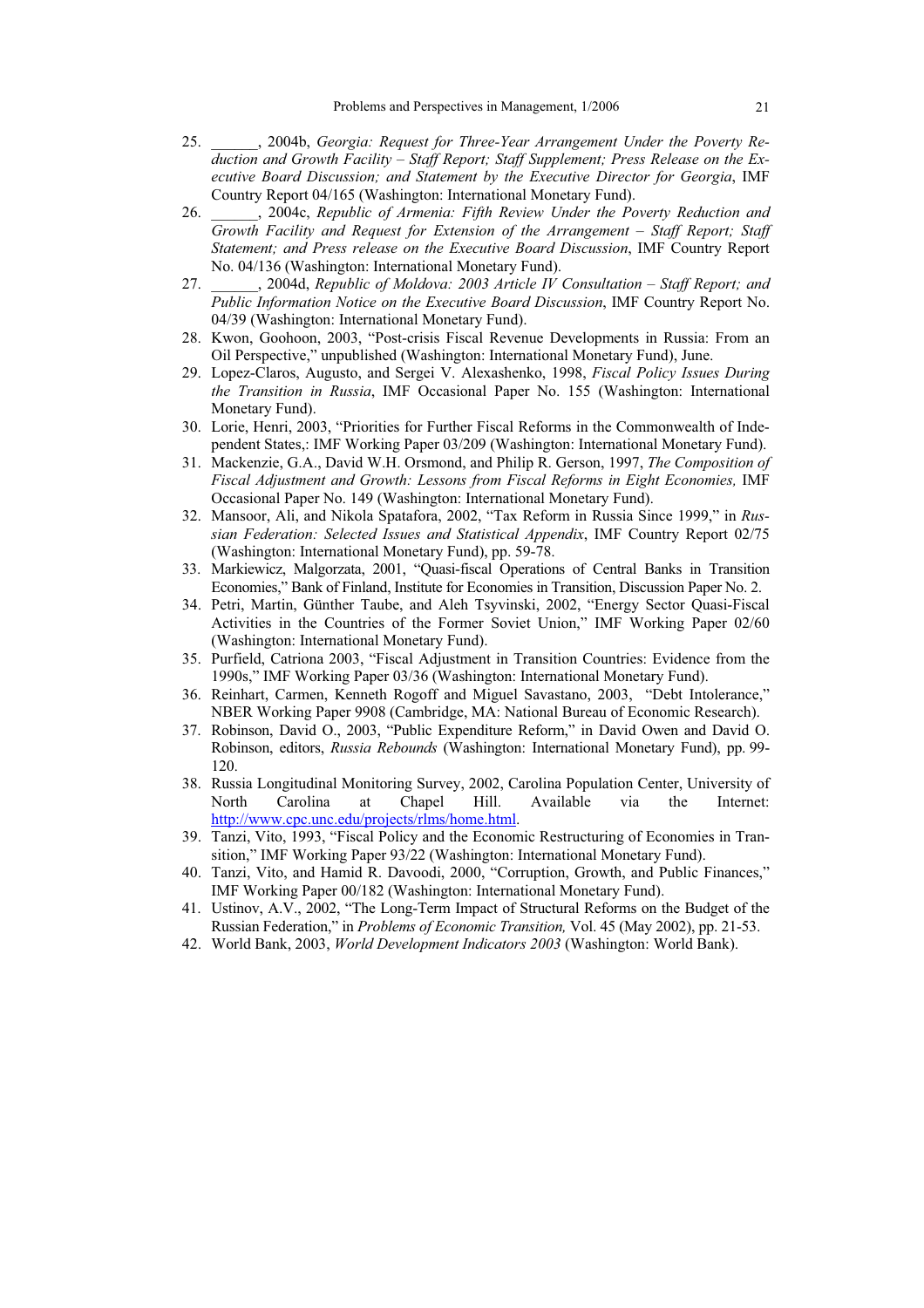25. ______, 2004b, *Georgia: Request for Three-Year Arrangement Under the Poverty Reduction and Growth Facility – Staff Report; Staff Supplement; Press Release on the Executive Board Discussion; and Statement by the Executive Director for Georgia*, IMF Country Report 04/165 (Washington: International Monetary Fund).
26. ______, 2004c, *Republic of Armenia: Fifth Review Under the Poverty Reduction and Growth Facility and Request for Extension of the Arrangement – Staff Report; Staff Statement; and Press release on the Executive Board Discussion*, IMF Country Report No. 04/136 (Washington: International Monetary Fund).
27. ______, 2004d, *Republic of Moldova: 2003 Article IV Consultation – Staff Report; and Public Information Notice on the Executive Board Discussion*, IMF Country Report No. 04/39 (Washington: International Monetary Fund).
28. Kwon, Goohoon, 2003, "Post-crisis Fiscal Revenue Developments in Russia: From an Oil Perspective," unpublished (Washington: International Monetary Fund), June.
29. Lopez-Claros, Augusto, and Sergei V. Alexashenko, 1998, *Fiscal Policy Issues During the Transition in Russia*, IMF Occasional Paper No. 155 (Washington: International Monetary Fund).
30. Lorie, Henri, 2003, "Priorities for Further Fiscal Reforms in the Commonwealth of Independent States,: IMF Working Paper 03/209 (Washington: International Monetary Fund).
31. Mackenzie, G.A., David W.H. Orsmond, and Philip R. Gerson, 1997, *The Composition of Fiscal Adjustment and Growth: Lessons from Fiscal Reforms in Eight Economies,* IMF Occasional Paper No. 149 (Washington: International Monetary Fund).
32. Mansoor, Ali, and Nikola Spatafora, 2002, "Tax Reform in Russia Since 1999," in *Russian Federation: Selected Issues and Statistical Appendix*, IMF Country Report 02/75 (Washington: International Monetary Fund), pp. 59-78.
33. Markiewicz, Malgorzata, 2001, "Quasi-fiscal Operations of Central Banks in Transition Economies," Bank of Finland, Institute for Economies in Transition, Discussion Paper No. 2.
34. Petri, Martin, Günther Taube, and Aleh Tsyvinski, 2002, "Energy Sector Quasi-Fiscal Activities in the Countries of the Former Soviet Union," IMF Working Paper 02/60 (Washington: International Monetary Fund).
35. Purfield, Catriona 2003, "Fiscal Adjustment in Transition Countries: Evidence from the 1990s," IMF Working Paper 03/36 (Washington: International Monetary Fund).
36. Reinhart, Carmen, Kenneth Rogoff and Miguel Savastano, 2003, "Debt Intolerance," NBER Working Paper 9908 (Cambridge, MA: National Bureau of Economic Research).
37. Robinson, David O., 2003, "Public Expenditure Reform," in David Owen and David O. Robinson, editors, *Russia Rebounds* (Washington: International Monetary Fund), pp. 99-120.
38. Russia Longitudinal Monitoring Survey, 2002, Carolina Population Center, University of North Carolina at Chapel Hill. Available via the Internet: http://www.cpc.unc.edu/projects/rlms/home.html.
39. Tanzi, Vito, 1993, "Fiscal Policy and the Economic Restructuring of Economies in Transition," IMF Working Paper 93/22 (Washington: International Monetary Fund).
40. Tanzi, Vito, and Hamid R. Davoodi, 2000, "Corruption, Growth, and Public Finances," IMF Working Paper 00/182 (Washington: International Monetary Fund).
41. Ustinov, A.V., 2002, "The Long-Term Impact of Structural Reforms on the Budget of the Russian Federation," in *Problems of Economic Transition,* Vol. 45 (May 2002), pp. 21-53.
42. World Bank, 2003, *World Development Indicators 2003* (Washington: World Bank).